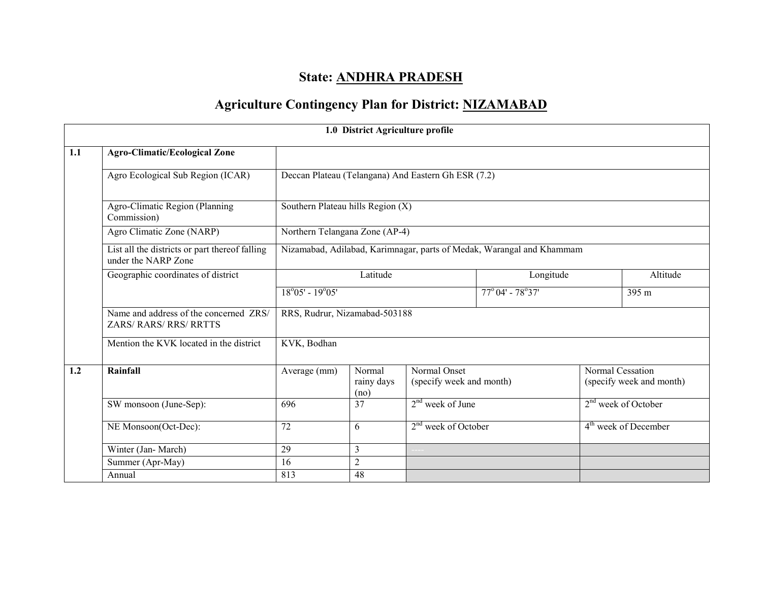# State: ANDHRA PRADESH

## Agriculture Contingency Plan for District: NIZAMABAD

| 1.0 District Agriculture profile | | | | | | |
|---|---|---|---|---|---|---|
| 1.1 | **Agro-Climatic/Ecological Zone** | | | | | |
| | Agro Ecological Sub Region (ICAR) | Deccan Plateau (Telangana) And Eastern Gh ESR (7.2) | | | | |
| | Agro-Climatic Region (Planning Commission) | Southern Plateau hills Region (X) | | | | |
| | Agro Climatic Zone (NARP) | Northern Telangana Zone (AP-4) | | | | |
| | List all the districts or part thereof falling under the NARP Zone | Nizamabad, Adilabad, Karimnagar, parts of Medak, Warangal and Khammam | | | | |
| | Geographic coordinates of district | Latitude | | Longitude | | Altitude |
| | | 18°05' - 19°05' | | 77° 04' - 78°37' | | 395 m |
| | Name and address of the concerned ZRS/ ZARS/ RARS/ RRS/ RRTTS | RRS, Rudrur, Nizamabad-503188 | | | | |
| | Mention the KVK located in the district | KVK, Bodhan | | | | |
| 1.2 | **Rainfall** | Average (mm) | Normal rainy days (no) | Normal Onset (specify week and month) | Normal Cessation (specify week and month) | |
| | SW monsoon (June-Sep): | 696 | 37 | 2nd week of June | 2nd week of October | |
| | NE Monsoon(Oct-Dec): | 72 | 6 | 2nd week of October | 4th week of December | |
| | Winter (Jan- March) | 29 | 3 | ---- | | |
| | Summer (Apr-May) | 16 | 2 | | | |
| | Annual | 813 | 48 | | | |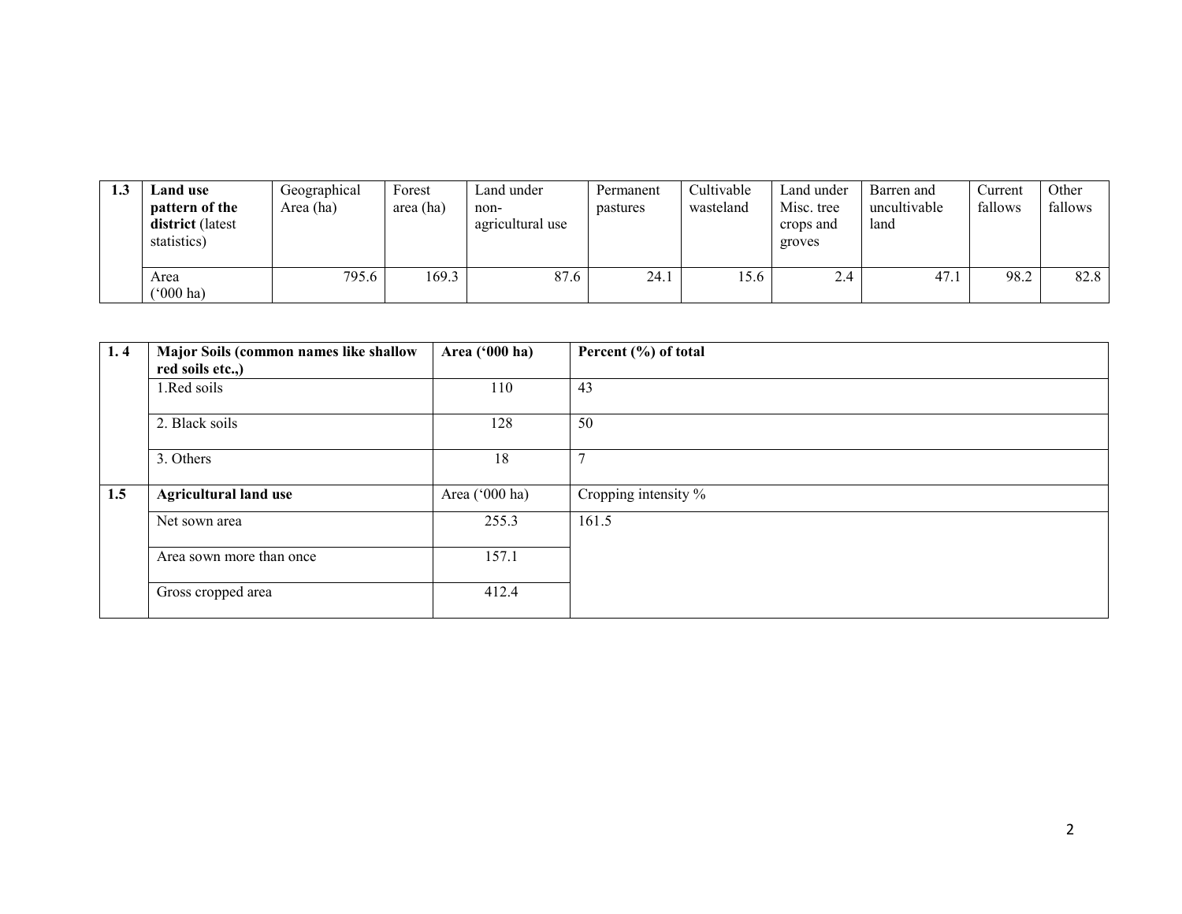| 1.3 | **Land use pattern of the district** (latest statistics) | Geographical Area (ha) | Forest area (ha) | Land under non-agricultural use | Permanent pastures | Cultivable wasteland | Land under Misc. tree crops and groves | Barren and uncultivable land | Current fallows | Other fallows |
|---|---|---|---|---|---|---|---|---|---|---|
| | Area ('000 ha) | 795.6 | 169.3 | 87.6 | 24.1 | 15.6 | 2.4 | 47.1 | 98.2 | 82.8 |

| 1. 4 | **Major Soils (common names like shallow red soils etc.,)** | **Area ('000 ha)** | **Percent (%) of total** |
|---|---|---|---|
| | 1.Red soils | 110 | 43 |
| | 2. Black soils | 128 | 50 |
| | 3. Others | 18 | 7 |
| **1.5** | **Agricultural land use** | Area ('000 ha) | Cropping intensity % |
| | Net sown area | 255.3 | 161.5 |
| | Area sown more than once | 157.1 | |
| | Gross cropped area | 412.4 | |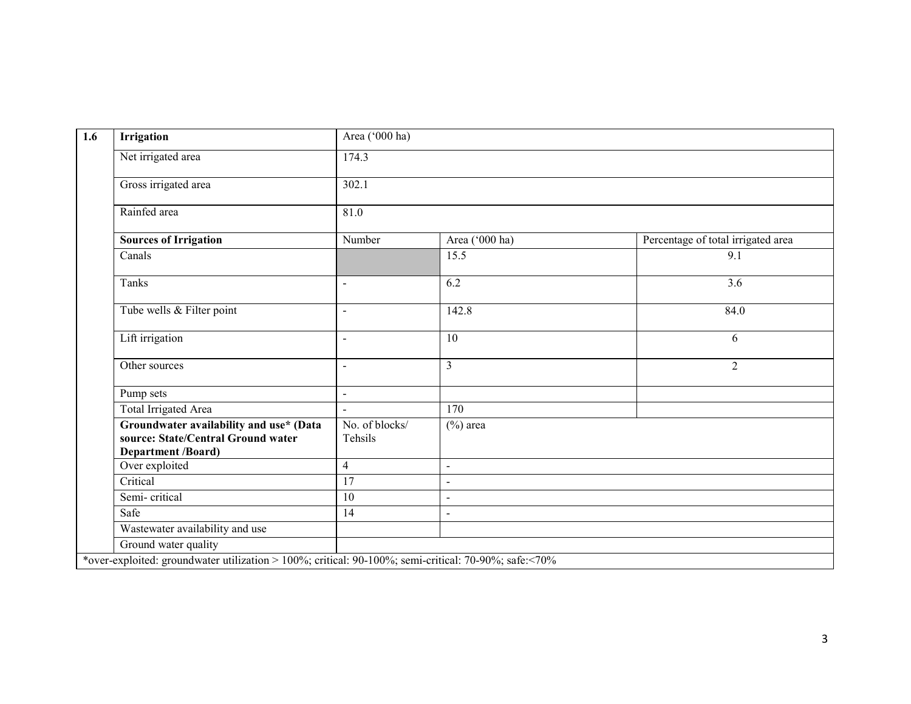| 1.6 | Irrigation | Area ('000 ha) | | |
|---|---|---|---|---|
| | Net irrigated area | 174.3 | | |
| | Gross irrigated area | 302.1 | | |
| | Rainfed area | 81.0 | | |
| | **Sources of Irrigation** | Number | Area ('000 ha) | Percentage of total irrigated area |
| | Canals | | 15.5 | 9.1 |
| | Tanks | - | 6.2 | 3.6 |
| | Tube wells & Filter point | - | 142.8 | 84.0 |
| | Lift irrigation | - | 10 | 6 |
| | Other sources | - | 3 | 2 |
| | Pump sets | - | | |
| | Total Irrigated Area | - | 170 | |
| | **Groundwater availability and use* (Data source: State/Central Ground water Department /Board)** | No. of blocks/ Tehsils | (%) area | |
| | Over exploited | 4 | - | |
| | Critical | 17 | - | |
| | Semi- critical | 10 | - | |
| | Safe | 14 | - | |
| | Wastewater availability and use | | | |
| | Ground water quality | | | |

*over-exploited: groundwater utilization > 100%; critical: 90-100%; semi-critical: 70-90%; safe:<70%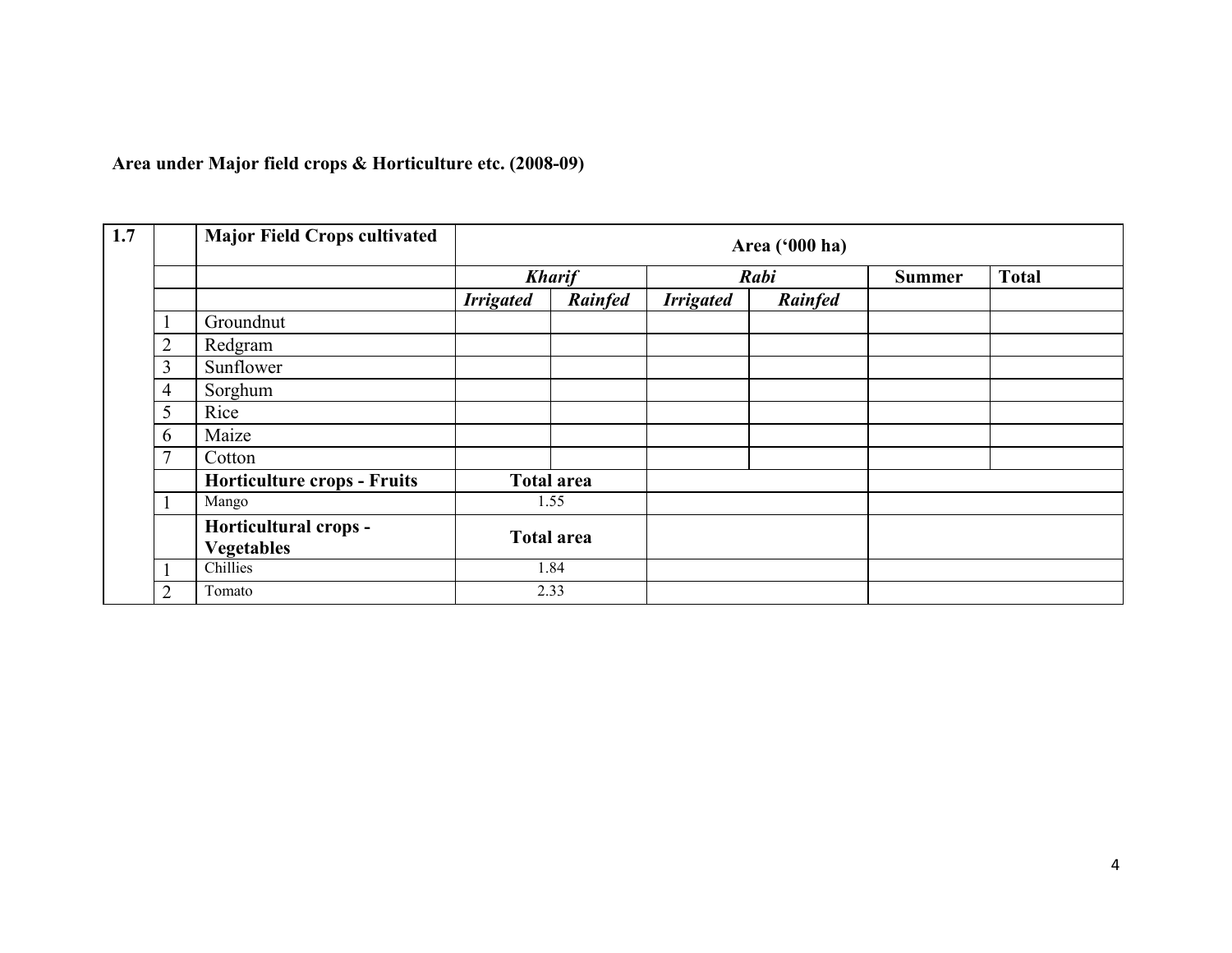**Area under Major field crops & Horticulture etc. (2008-09)**

| 1.7 | | Major Field Crops cultivated | Area ('000 ha) | | | | | |
|---|---|---|---|---|---|---|---|---|
| | | | *Kharif* | | *Rabi* | | Summer | Total |
| | | | *Irrigated* | *Rainfed* | *Irrigated* | *Rainfed* | | |
| | 1 | Groundnut | | | | | | |
| | 2 | Redgram | | | | | | |
| | 3 | Sunflower | | | | | | |
| | 4 | Sorghum | | | | | | |
| | 5 | Rice | | | | | | |
| | 6 | Maize | | | | | | |
| | 7 | Cotton | | | | | | |
| | | **Horticulture crops - Fruits** | **Total area** | | | | | |
| | 1 | Mango | 1.55 | | | | | |
| | | **Horticultural crops - Vegetables** | **Total area** | | | | | |
| | 1 | Chillies | 1.84 | | | | | |
| | 2 | Tomato | 2.33 | | | | | |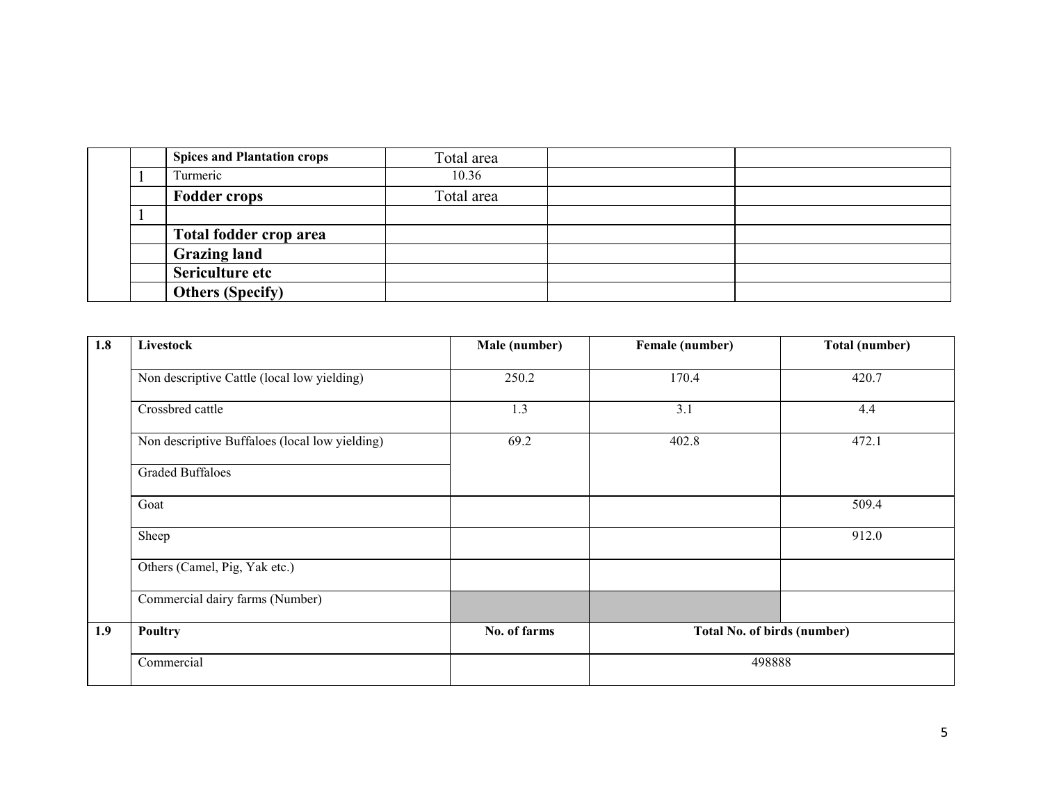| | | | | | |
|---|---|---|---|---|---|
| | | **Spices and Plantation crops** | Total area | | |
| | 1 | Turmeric | 10.36 | | |
| | | **Fodder crops** | Total area | | |
| | 1 | | | | |
| | | **Total fodder crop area** | | | |
| | | **Grazing land** | | | |
| | | **Sericulture etc** | | | |
| | | **Others (Specify)** | | | |

| **1.8** | **Livestock** | **Male (number)** | **Female (number)** | **Total (number)** |
|---|---|---|---|---|
| | Non descriptive Cattle (local low yielding) | 250.2 | 170.4 | 420.7 |
| | Crossbred cattle | 1.3 | 3.1 | 4.4 |
| | Non descriptive Buffaloes (local low yielding) | 69.2 | 402.8 | 472.1 |
| | Graded Buffaloes | | | |
| | Goat | | | 509.4 |
| | Sheep | | | 912.0 |
| | Others (Camel, Pig, Yak etc.) | | | |
| | Commercial dairy farms (Number) | | | |
| **1.9** | **Poultry** | **No. of farms** | **Total No. of birds (number)** | |
| | Commercial | | 498888 | |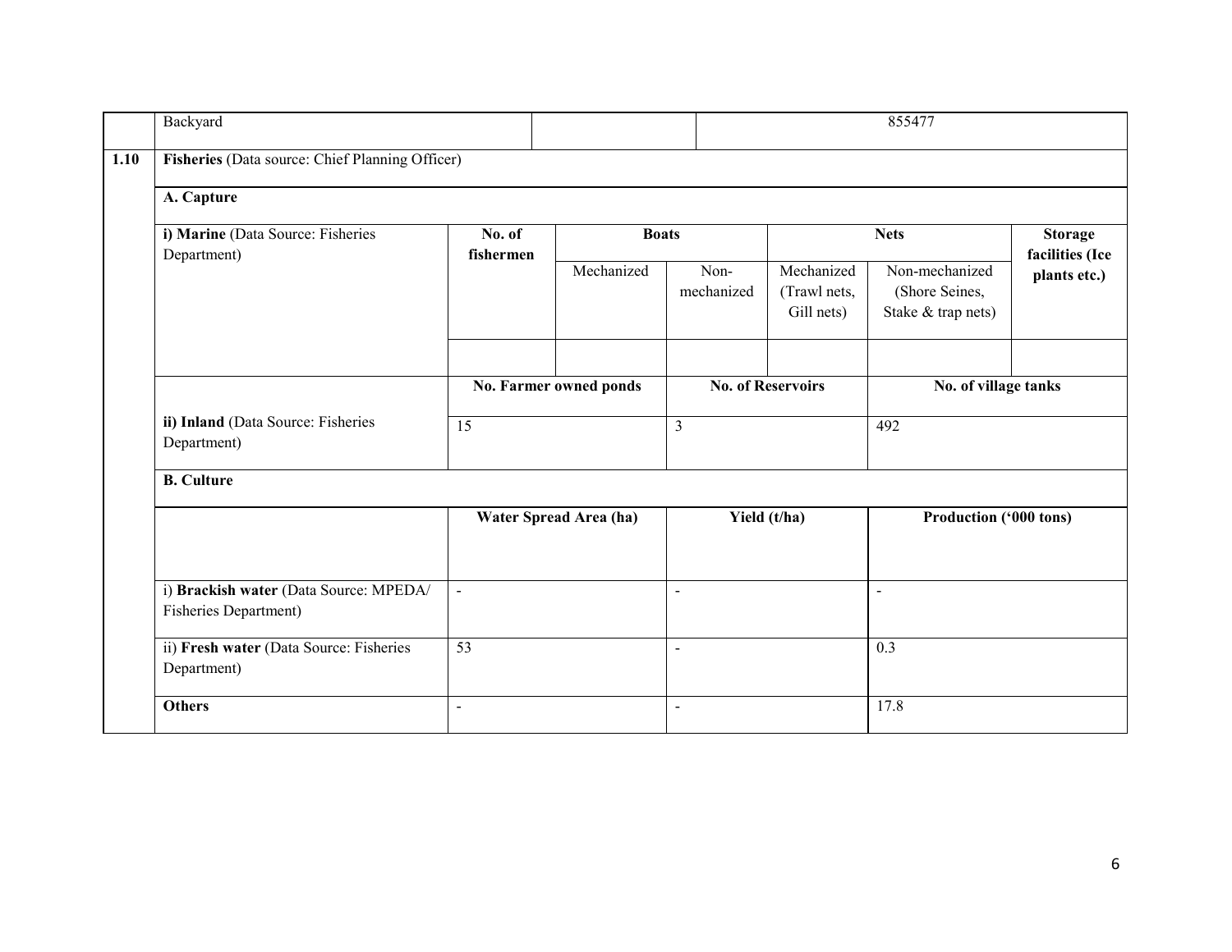| | Backyard | | | 855477 | | | | |
|---|---|---|---|---|---|---|---|---|
| **1.10** | **Fisheries** (Data source: Chief Planning Officer) | | | | | | | |
| | **A. Capture** | | | | | | | |
| | **i) Marine** (Data Source: Fisheries Department) | **No. of fishermen** | **Boats** | | **Nets** | | **Storage facilities (Ice plants etc.)** | |
| | | | Mechanized | Non-mechanized | Mechanized (Trawl nets, Gill nets) | Non-mechanized (Shore Seines, Stake & trap nets) | | |
| | | | | | | | | |
| | | **No. Farmer owned ponds** | | **No. of Reservoirs** | | **No. of village tanks** | | |
| | **ii) Inland** (Data Source: Fisheries Department) | 15 | | 3 | | 492 | | |
| | **B. Culture** | | | | | | | |
| | | **Water Spread Area (ha)** | | **Yield (t/ha)** | | **Production ('000 tons)** | | |
| | i) **Brackish water** (Data Source: MPEDA/ Fisheries Department) | - | | - | | - | | |
| | ii) **Fresh water** (Data Source: Fisheries Department) | 53 | | - | | 0.3 | | |
| | **Others** | - | | - | | 17.8 | | |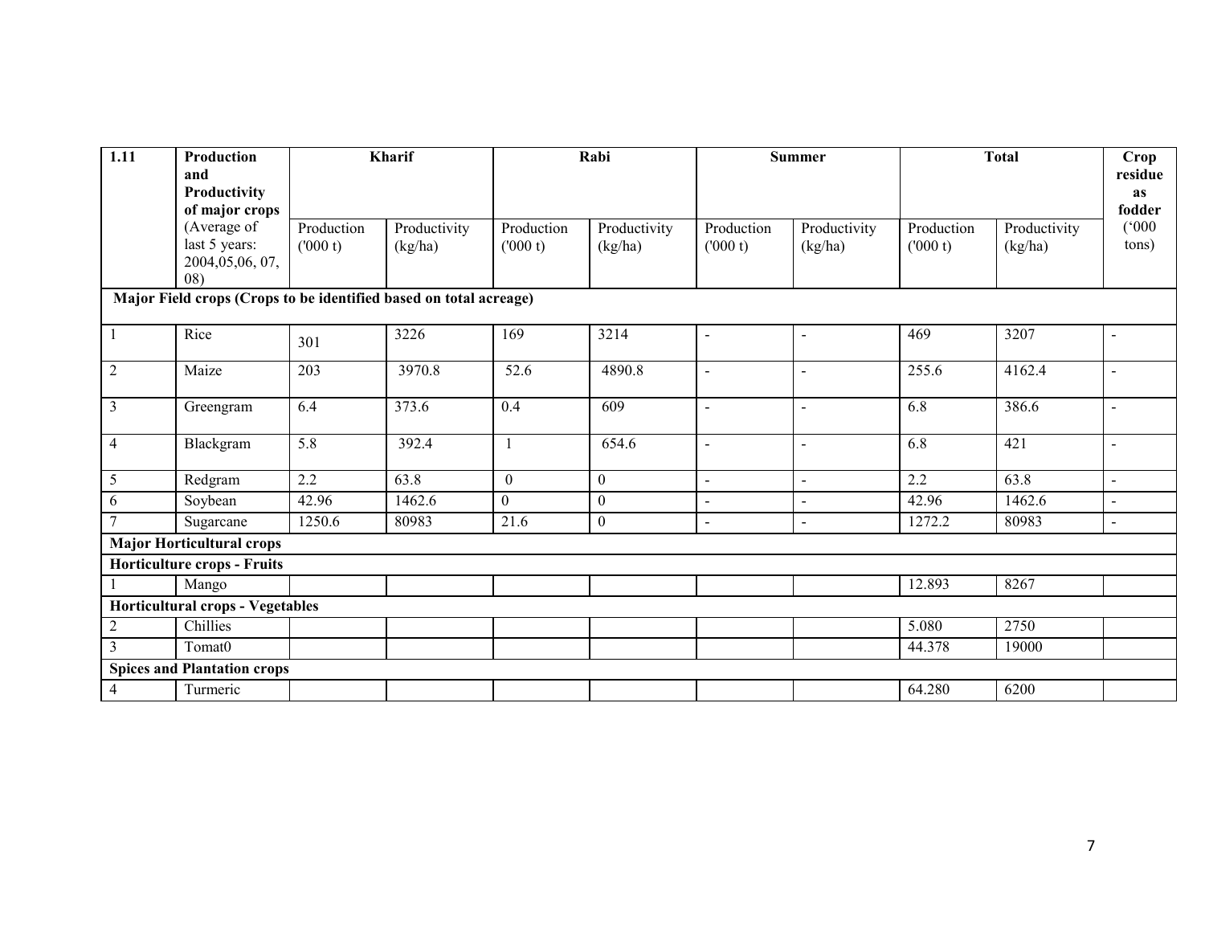| 1.11 | Production and Productivity of major crops (Average of last 5 years: 2004,05,06, 07, 08) | Kharif | | Rabi | | Summer | | Total | | Crop residue as fodder ('000 tons) |
|---|---|---|---|---|---|---|---|---|---|---|
| | | Production ('000 t) | Productivity (kg/ha) | Production ('000 t) | Productivity (kg/ha) | Production ('000 t) | Productivity (kg/ha) | Production ('000 t) | Productivity (kg/ha) | |
| **Major Field crops (Crops to be identified based on total acreage)** | | | | | | | | | | |
| 1 | Rice | 301 | 3226 | 169 | 3214 | - | - | 469 | 3207 | - |
| 2 | Maize | 203 | 3970.8 | 52.6 | 4890.8 | - | - | 255.6 | 4162.4 | - |
| 3 | Greengram | 6.4 | 373.6 | 0.4 | 609 | - | - | 6.8 | 386.6 | - |
| 4 | Blackgram | 5.8 | 392.4 | 1 | 654.6 | - | - | 6.8 | 421 | - |
| 5 | Redgram | 2.2 | 63.8 | 0 | 0 | - | - | 2.2 | 63.8 | - |
| 6 | Soybean | 42.96 | 1462.6 | 0 | 0 | - | - | 42.96 | 1462.6 | - |
| 7 | Sugarcane | 1250.6 | 80983 | 21.6 | 0 | - | - | 1272.2 | 80983 | - |
| **Major Horticultural crops** | | | | | | | | | | |
| **Horticulture crops - Fruits** | | | | | | | | | | |
| 1 | Mango | | | | | | | 12.893 | 8267 | |
| **Horticultural crops - Vegetables** | | | | | | | | | | |
| 2 | Chillies | | | | | | | 5.080 | 2750 | |
| 3 | Tomat0 | | | | | | | 44.378 | 19000 | |
| **Spices and Plantation crops** | | | | | | | | | | |
| 4 | Turmeric | | | | | | | 64.280 | 6200 | |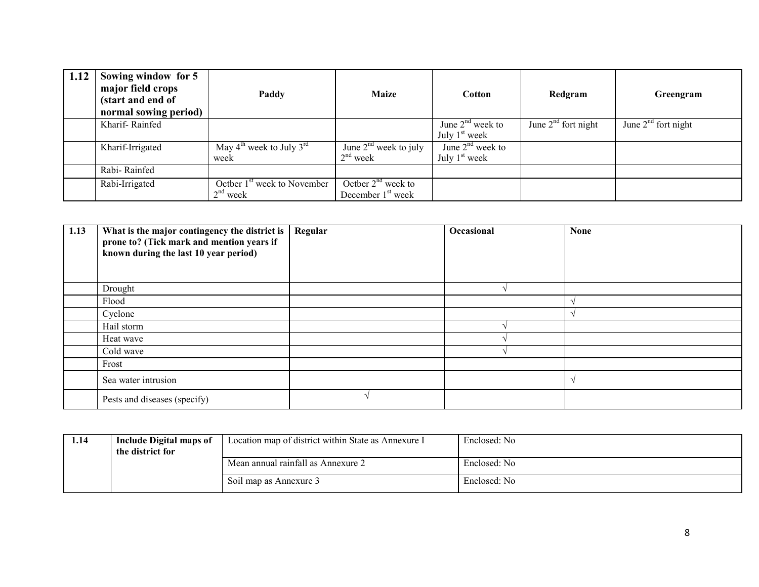| 1.12 | Sowing window for 5 major field crops (start and end of normal sowing period) | Paddy | Maize | Cotton | Redgram | Greengram |
|---|---|---|---|---|---|---|
| | Kharif- Rainfed | | | June 2nd week to July 1st week | June 2nd fort night | June 2nd fort night |
| | Kharif-Irrigated | May 4th week to July 3rd week | June 2nd week to july 2nd week | June 2nd week to July 1st week | | |
| | Rabi- Rainfed | | | | | |
| | Rabi-Irrigated | Octber 1st week to November 2nd week | Octber 2nd week to December 1st week | | | |

| 1.13 | What is the major contingency the district is prone to? (Tick mark and mention years if known during the last 10 year period) | Regular | Occasional | None |
|---|---|---|---|---|
| | Drought | | √ | |
| | Flood | | | √ |
| | Cyclone | | | √ |
| | Hail storm | | √ | |
| | Heat wave | | √ | |
| | Cold wave | | √ | |
| | Frost | | | |
| | Sea water intrusion | | | √ |
| | Pests and diseases (specify) | √ | | |

| 1.14 | Include Digital maps of the district for | Location map of district within State as Annexure I | Enclosed: No |
|---|---|---|---|
| | | Mean annual rainfall as Annexure 2 | Enclosed: No |
| | | Soil map as Annexure 3 | Enclosed: No |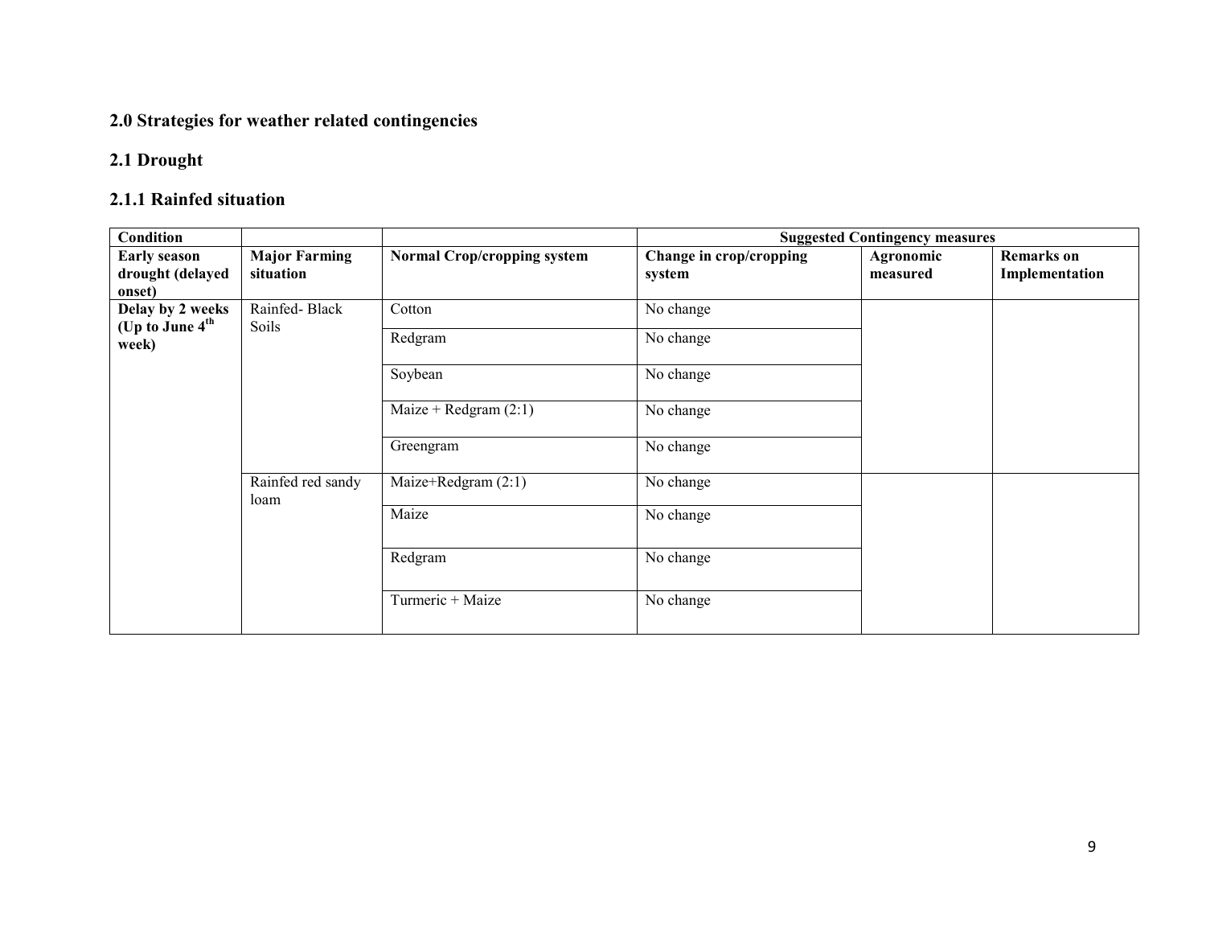## 2.0 Strategies for weather related contingencies

## 2.1 Drought

### 2.1.1 Rainfed situation

| Condition | | | Suggested Contingency measures | | |
|---|---|---|---|---|---|
| **Early season drought (delayed onset)** | **Major Farming situation** | **Normal Crop/cropping system** | **Change in crop/cropping system** | **Agronomic measured** | **Remarks on Implementation** |
| **Delay by 2 weeks (Up to June 4th week)** | Rainfed- Black Soils | Cotton | No change | | |
| | | Redgram | No change | | |
| | | Soybean | No change | | |
| | | Maize + Redgram (2:1) | No change | | |
| | | Greengram | No change | | |
| | Rainfed red sandy loam | Maize+Redgram (2:1) | No change | | |
| | | Maize | No change | | |
| | | Redgram | No change | | |
| | | Turmeric + Maize | No change | | |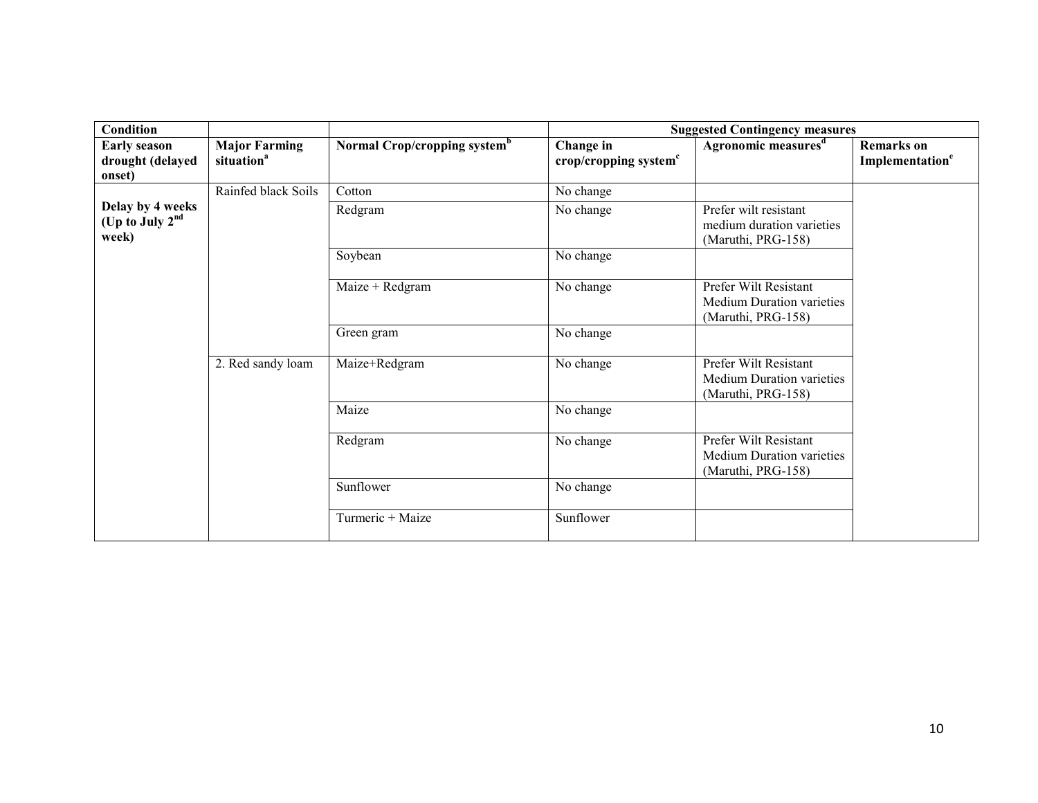| Condition | | | Suggested Contingency measures | | |
|---|---|---|---|---|---|
| Early season drought (delayed onset) | Major Farming situation[a] | Normal Crop/cropping system[b] | Change in crop/cropping system[c] | Agronomic measures[d] | Remarks on Implementation[e] |
| Delay by 4 weeks (Up to July 2nd week) | Rainfed black Soils | Cotton | No change | | |
| | | Redgram | No change | Prefer wilt resistant medium duration varieties (Maruthi, PRG-158) | |
| | | Soybean | No change | | |
| | | Maize + Redgram | No change | Prefer Wilt Resistant Medium Duration varieties (Maruthi, PRG-158) | |
| | | Green gram | No change | | |
| | 2. Red sandy loam | Maize+Redgram | No change | Prefer Wilt Resistant Medium Duration varieties (Maruthi, PRG-158) | |
| | | Maize | No change | | |
| | | Redgram | No change | Prefer Wilt Resistant Medium Duration varieties (Maruthi, PRG-158) | |
| | | Sunflower | No change | | |
| | | Turmeric + Maize | Sunflower | | |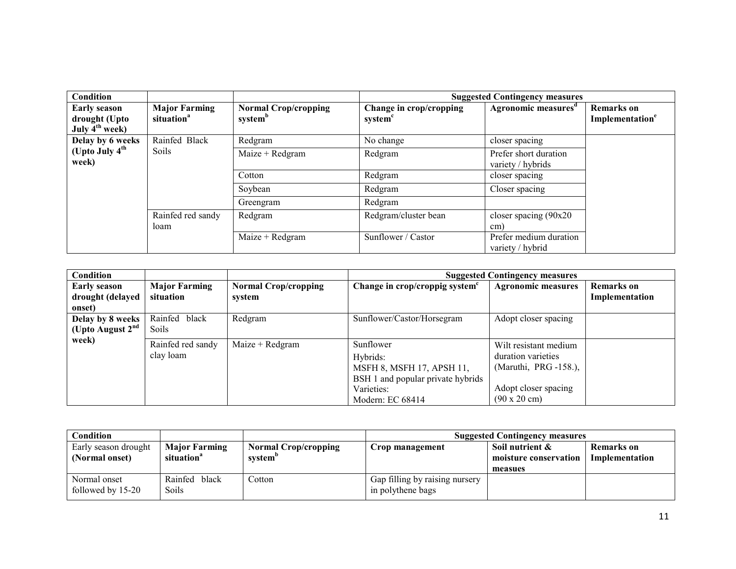| Condition | | | Suggested Contingency measures | | |
|---|---|---|---|---|---|
| **Early season drought (Upto July 4[th] week)** | **Major Farming situation[a]** | **Normal Crop/cropping system[b]** | **Change in crop/cropping system[c]** | **Agronomic measures[d]** | **Remarks on Implementation[e]** |
| **Delay by 6 weeks (Upto July 4[th] week)** | Rainfed Black Soils | Redgram | No change | closer spacing | |
| | | Maize + Redgram | Redgram | Prefer short duration variety / hybrids | |
| | | Cotton | Redgram | closer spacing | |
| | | Soybean | Redgram | Closer spacing | |
| | | Greengram | Redgram | | |
| | Rainfed red sandy loam | Redgram | Redgram/cluster bean | closer spacing (90x20 cm) | |
| | | Maize + Redgram | Sunflower / Castor | Prefer medium duration variety / hybrid | |

| Condition | | | Suggested Contingency measures | | |
|---|---|---|---|---|---|
| **Early season drought (delayed onset)** | **Major Farming situation** | **Normal Crop/cropping system** | **Change in crop/croppig system[c]** | **Agronomic measures** | **Remarks on Implementation** |
| **Delay by 8 weeks (Upto August 2[nd] week)** | Rainfed black Soils | Redgram | Sunflower/Castor/Horsegram | Adopt closer spacing | |
| | Rainfed red sandy clay loam | Maize + Redgram | Sunflower<br>Hybrids:<br>MSFH 8, MSFH 17, APSH 11, BSH 1 and popular private hybrids<br>Varieties:<br>Modern: EC 68414 | Wilt resistant medium duration varieties (Maruthi, PRG -158.),<br><br>Adopt closer spacing (90 x 20 cm) | |

| Condition | | | Suggested Contingency measures | | |
|---|---|---|---|---|---|
| Early season drought **(Normal onset)** | **Major Farming situation[a]** | **Normal Crop/cropping system[b]** | **Crop management** | **Soil nutrient & moisture conservation measues** | **Remarks on Implementation** |
| Normal onset followed by 15-20 | Rainfed black Soils | Cotton | Gap filling by raising nursery in polythene bags | | |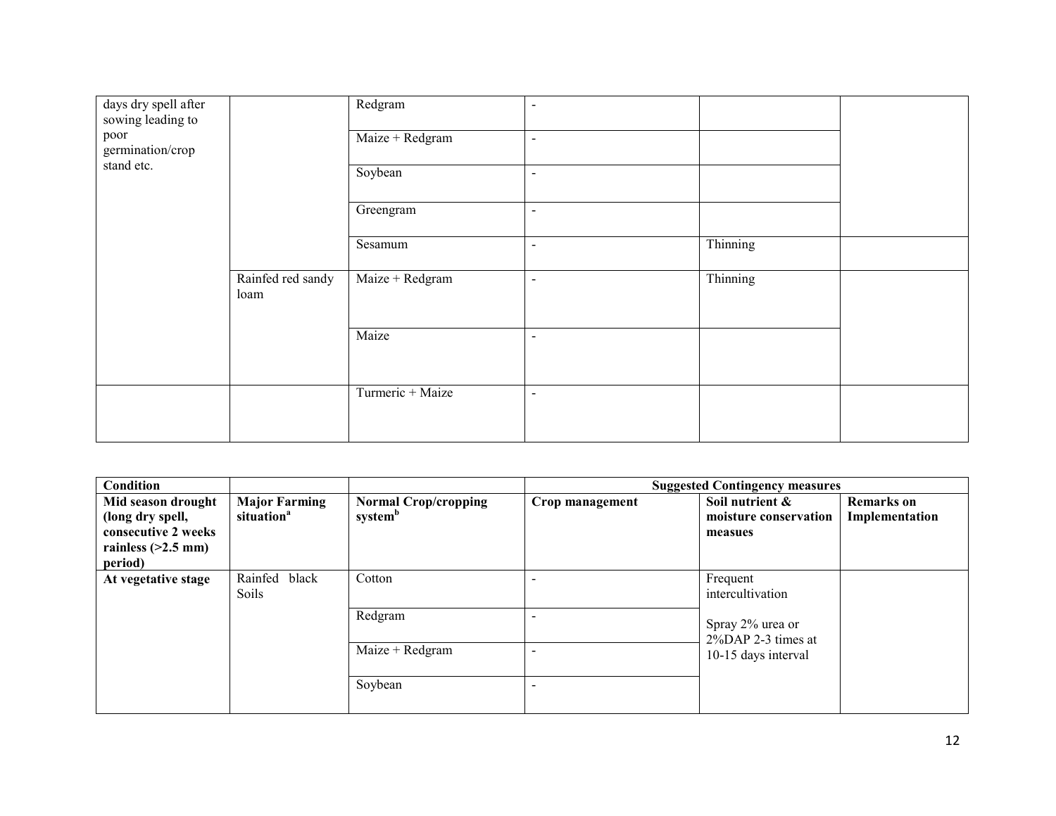| | | | | | |
|---|---|---|---|---|---|
| days dry spell after sowing leading to poor germination/crop stand etc. | | Redgram | - | | |
| | | Maize + Redgram | - | | |
| | | Soybean | - | | |
| | | Greengram | - | | |
| | | Sesamum | - | Thinning | |
| | Rainfed red sandy loam | Maize + Redgram | - | Thinning | |
| | | Maize | - | | |
| | | Turmeric + Maize | - | | |

| Condition | | | Suggested Contingency measures | | |
|---|---|---|---|---|---|
| **Mid season drought (long dry spell, consecutive 2 weeks rainless (>2.5 mm) period)** | **Major Farming situation[a]** | **Normal Crop/cropping system[b]** | **Crop management** | **Soil nutrient & moisture conservation measues** | **Remarks on Implementation** |
| **At vegetative stage** | Rainfed black Soils | Cotton | - | Frequent intercultivation<br><br>Spray 2% urea or 2%DAP 2-3 times at 10-15 days interval | |
| | | Redgram | - | | |
| | | Maize + Redgram | - | | |
| | | Soybean | - | | |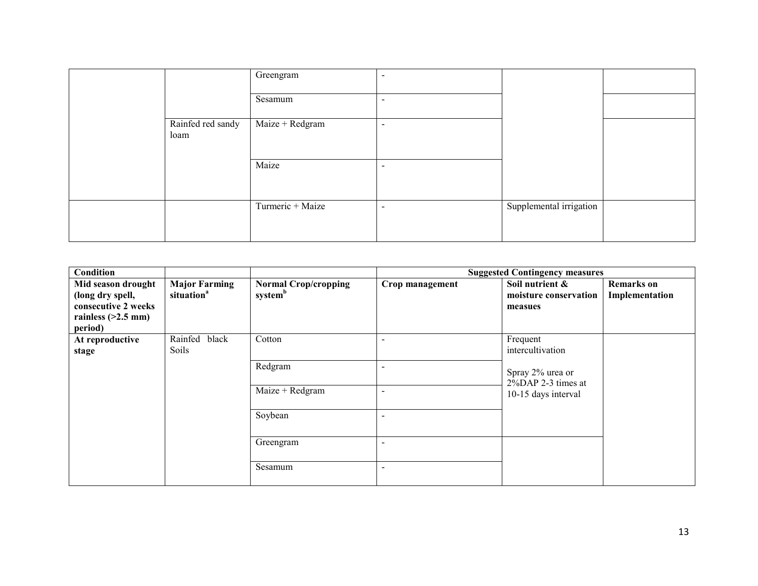| | | | | | |
|---|---|---|---|---|---|
| | | Greengram | - | | |
| | | Sesamum | - | | |
| | Rainfed red sandy loam | Maize + Redgram | - | | |
| | | Maize | - | | |
| | | Turmeric + Maize | - | Supplemental irrigation | |

| Condition | | | Suggested Contingency measures | | |
|---|---|---|---|---|---|
| Mid season drought (long dry spell, consecutive 2 weeks rainless (>2.5 mm) period) | Major Farming situation[a] | Normal Crop/cropping system[b] | Crop management | Soil nutrient & moisture conservation measues | Remarks on Implementation |
| At reproductive stage | Rainfed black Soils | Cotton | - | Frequent intercultivation<br><br>Spray 2% urea or 2%DAP 2-3 times at 10-15 days interval | |
| | | Redgram | - | | |
| | | Maize + Redgram | - | | |
| | | Soybean | - | | |
| | | Greengram | - | | |
| | | Sesamum | - | | |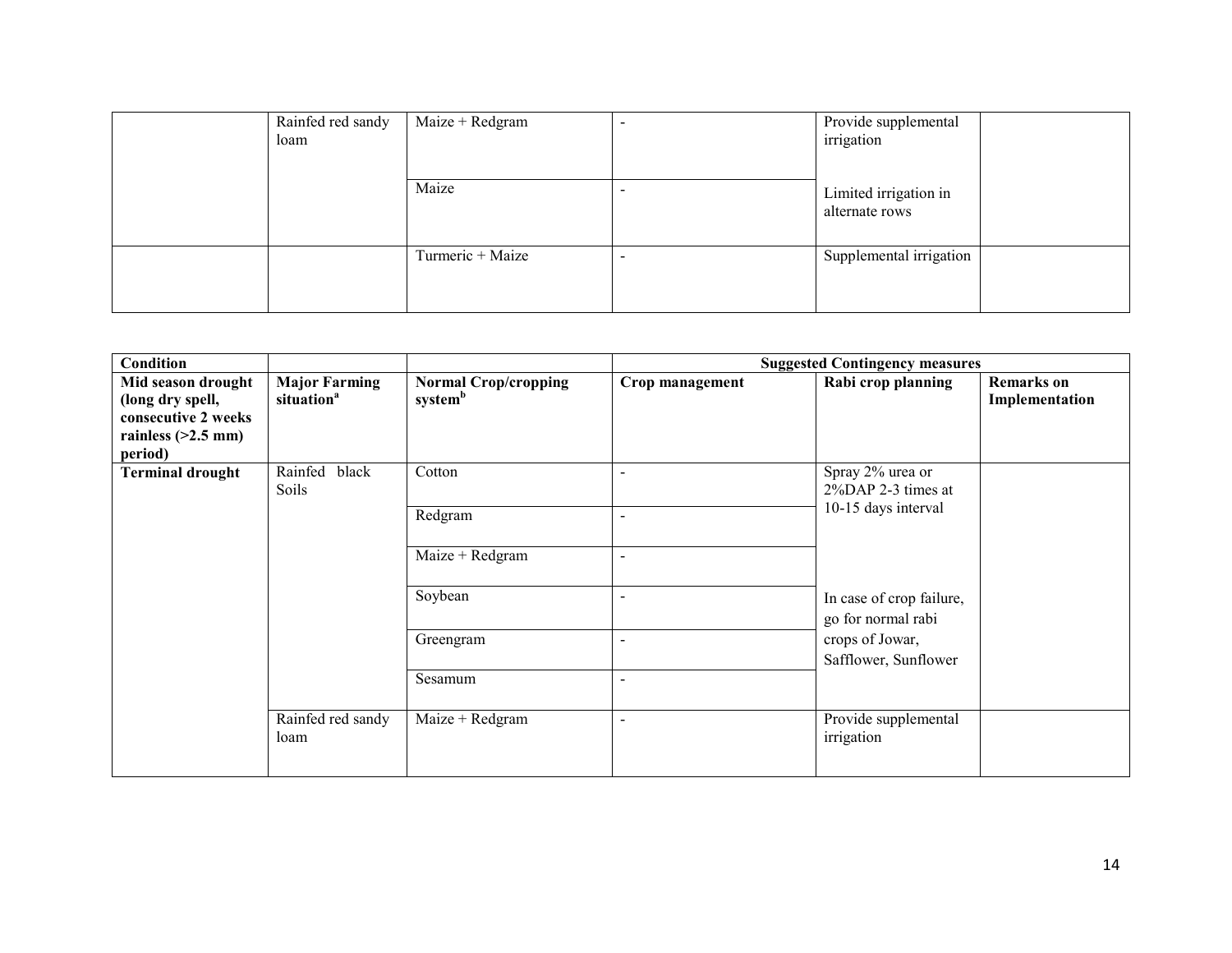| | | | | | |
|---|---|---|---|---|---|
| | Rainfed red sandy loam | Maize + Redgram | - | Provide supplemental irrigation | |
| | | Maize | - | Limited irrigation in alternate rows | |
| | | Turmeric + Maize | - | Supplemental irrigation | |

| Condition | | | Suggested Contingency measures | | |
|---|---|---|---|---|---|
| Mid season drought (long dry spell, consecutive 2 weeks rainless (>2.5 mm) period) | Major Farming situation[a] | Normal Crop/cropping system[b] | Crop management | Rabi crop planning | Remarks on Implementation |
| **Terminal drought** | Rainfed black Soils | Cotton | - | Spray 2% urea or 2%DAP 2-3 times at 10-15 days interval | |
| | | Redgram | - | | |
| | | Maize + Redgram | - | | |
| | | Soybean | - | In case of crop failure, go for normal rabi crops of Jowar, Safflower, Sunflower | |
| | | Greengram | - | | |
| | | Sesamum | - | | |
| | Rainfed red sandy loam | Maize + Redgram | - | Provide supplemental irrigation | |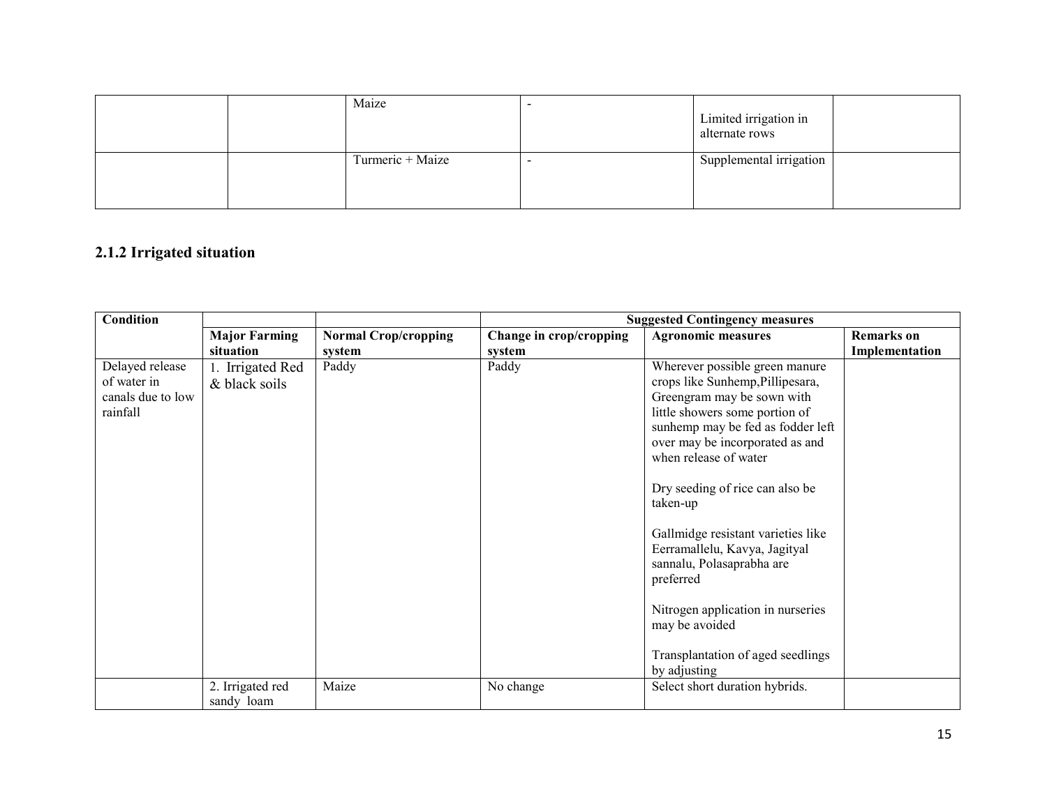|  |  | Maize | - | Limited irrigation in alternate rows |  |
|---|---|---|---|---|---|
|  |  | Turmeric + Maize | - | Supplemental irrigation |  |

### 2.1.2 Irrigated situation

| Condition |  |  | Suggested Contingency measures |  |  |
|---|---|---|---|---|---|
|  | **Major Farming situation** | **Normal Crop/cropping system** | **Change in crop/cropping system** | **Agronomic measures** | **Remarks on Implementation** |
| Delayed release of water in canals due to low rainfall | 1. Irrigated Red & black soils | Paddy | Paddy | Wherever possible green manure crops like Sunhemp,Pillipesara, Greengram may be sown with little showers some portion of sunhemp may be fed as fodder left over may be incorporated as and when release of water<br><br>Dry seeding of rice can also be taken-up<br><br>Gallmidge resistant varieties like Eerramallelu, Kavya, Jagityal sannalu, Polasaprabha are preferred<br><br>Nitrogen application in nurseries may be avoided<br><br>Transplantation of aged seedlings by adjusting |  |
|  | 2. Irrigated red sandy loam | Maize | No change | Select short duration hybrids. |  |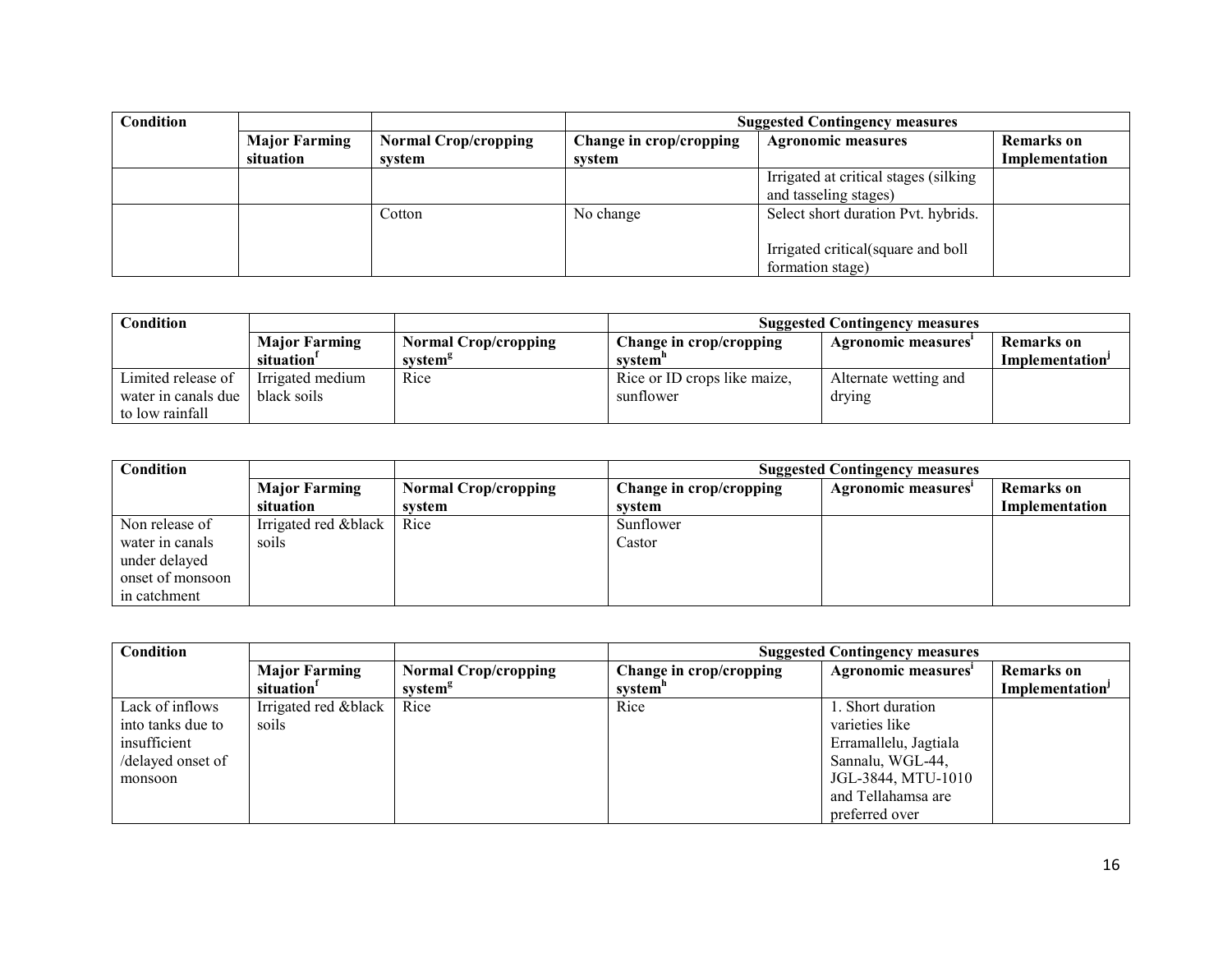| Condition | | | Suggested Contingency measures | | |
|---|---|---|---|---|---|
| | Major Farming situation | Normal Crop/cropping system | Change in crop/cropping system | Agronomic measures | Remarks on Implementation |
| | | | | Irrigated at critical stages (silking and tasseling stages) | |
| | | Cotton | No change | Select short duration Pvt. hybrids.<br><br>Irrigated critical(square and boll formation stage) | |

| Condition | | | Suggested Contingency measures | | |
|---|---|---|---|---|---|
| | Major Farming situation[f] | Normal Crop/cropping system[g] | Change in crop/cropping system[h] | Agronomic measures[i] | Remarks on Implementation[j] |
| Limited release of water in canals due to low rainfall | Irrigated medium black soils | Rice | Rice or ID crops like maize, sunflower | Alternate wetting and drying | |

| Condition | | | Suggested Contingency measures | | |
|---|---|---|---|---|---|
| | Major Farming situation | Normal Crop/cropping system | Change in crop/cropping system | Agronomic measures[i] | Remarks on Implementation |
| Non release of water in canals under delayed onset of monsoon in catchment | Irrigated red &black soils | Rice | Sunflower<br>Castor | | |

| Condition | | | Suggested Contingency measures | | |
|---|---|---|---|---|---|
| | Major Farming situation[f] | Normal Crop/cropping system[g] | Change in crop/cropping system[h] | Agronomic measures[i] | Remarks on Implementation[j] |
| Lack of inflows into tanks due to insufficient /delayed onset of monsoon | Irrigated red &black soils | Rice | Rice | 1. Short duration varieties like Erramallelu, Jagtiala Sannalu, WGL-44, JGL-3844, MTU-1010 and Tellahamsa are preferred over | |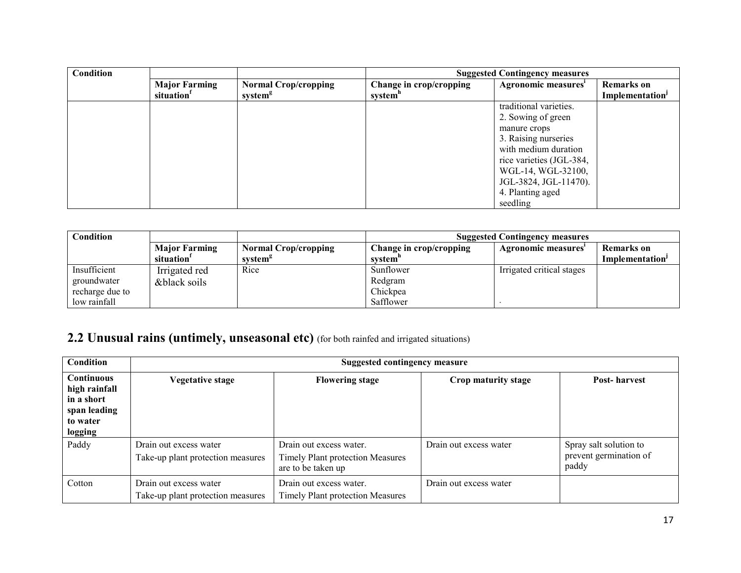| Condition | | | Suggested Contingency measures | | |
|---|---|---|---|---|---|
| | Major Farming situation[f] | Normal Crop/cropping system[g] | Change in crop/cropping system[h] | Agronomic measures[i] | Remarks on Implementation[j] |
| | | | | traditional varieties.<br>2. Sowing of green manure crops<br>3. Raising nurseries with medium duration rice varieties (JGL-384, WGL-14, WGL-32100, JGL-3824, JGL-11470).<br>4. Planting aged seedling | |

| Condition | | | Suggested Contingency measures | | |
|---|---|---|---|---|---|
| | Major Farming situation[f] | Normal Crop/cropping system[g] | Change in crop/cropping system[h] | Agronomic measures[i] | Remarks on Implementation[j] |
| Insufficient groundwater recharge due to low rainfall | Irrigated red &black soils | Rice | Sunflower<br>Redgram<br>Chickpea<br>Safflower | Irrigated critical stages<br>. | |

## 2.2 Unusual rains (untimely, unseasonal etc) (for both rainfed and irrigated situations)

| Condition | Suggested contingency measure | | | |
|---|---|---|---|---|
| **Continuous high rainfall in a short span leading to water logging** | **Vegetative stage** | **Flowering stage** | **Crop maturity stage** | **Post- harvest** |
| Paddy | Drain out excess water<br>Take-up plant protection measures | Drain out excess water.<br>Timely Plant protection Measures are to be taken up | Drain out excess water | Spray salt solution to prevent germination of paddy |
| Cotton | Drain out excess water<br>Take-up plant protection measures | Drain out excess water.<br>Timely Plant protection Measures | Drain out excess water | |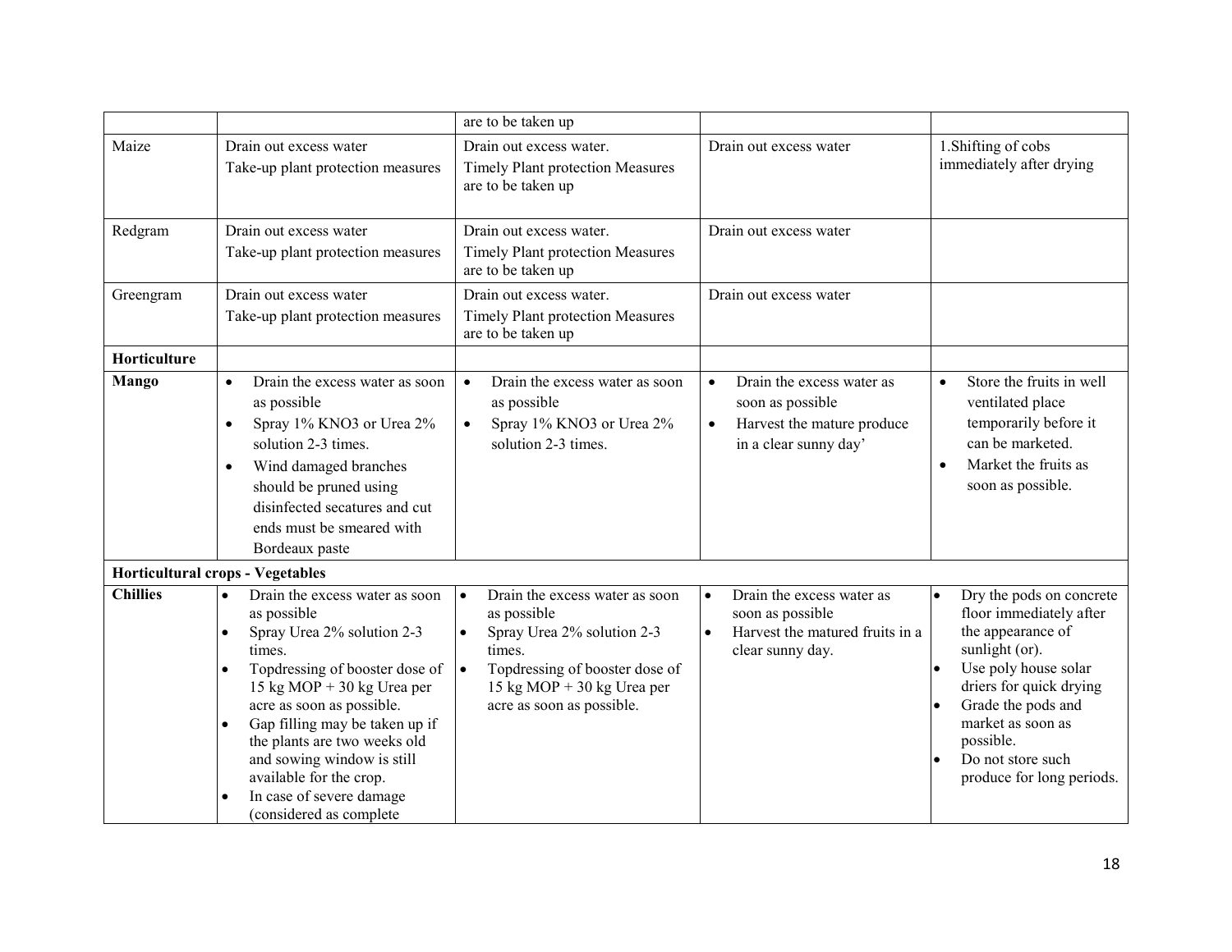| | | | | |
|---|---|---|---|---|
| | | are to be taken up | | |
| Maize | Drain out excess water<br>Take-up plant protection measures | Drain out excess water.<br>Timely Plant protection Measures are to be taken up | Drain out excess water | 1.Shifting of cobs immediately after drying |
| Redgram | Drain out excess water<br>Take-up plant protection measures | Drain out excess water.<br>Timely Plant protection Measures are to be taken up | Drain out excess water | |
| Greengram | Drain out excess water<br>Take-up plant protection measures | Drain out excess water.<br>Timely Plant protection Measures are to be taken up | Drain out excess water | |
| **Horticulture** | | | | |
| **Mango** | • Drain the excess water as soon as possible<br>• Spray 1% $KNO_3$ or Urea 2% solution 2-3 times.<br>• Wind damaged branches should be pruned using disinfected secatures and cut ends must be smeared with Bordeaux paste | • Drain the excess water as soon as possible<br>• Spray 1% $KNO_3$ or Urea 2% solution 2-3 times. | • Drain the excess water as soon as possible<br>• Harvest the mature produce in a clear sunny day' | • Store the fruits in well ventilated place temporarily before it can be marketed.<br>• Market the fruits as soon as possible. |
| **Horticultural crops - Vegetables** | | | | |
| **Chillies** | • Drain the excess water as soon as possible<br>• Spray Urea 2% solution 2-3 times.<br>• Topdressing of booster dose of 15 kg MOP + 30 kg Urea per acre as soon as possible.<br>• Gap filling may be taken up if the plants are two weeks old and sowing window is still available for the crop.<br>• In case of severe damage (considered as complete | • Drain the excess water as soon as possible<br>• Spray Urea 2% solution 2-3 times.<br>• Topdressing of booster dose of 15 kg MOP + 30 kg Urea per acre as soon as possible. | • Drain the excess water as soon as possible<br>• Harvest the matured fruits in a clear sunny day. | • Dry the pods on concrete floor immediately after the appearance of sunlight (or).<br>• Use poly house solar driers for quick drying<br>• Grade the pods and market as soon as possible.<br>• Do not store such produce for long periods. |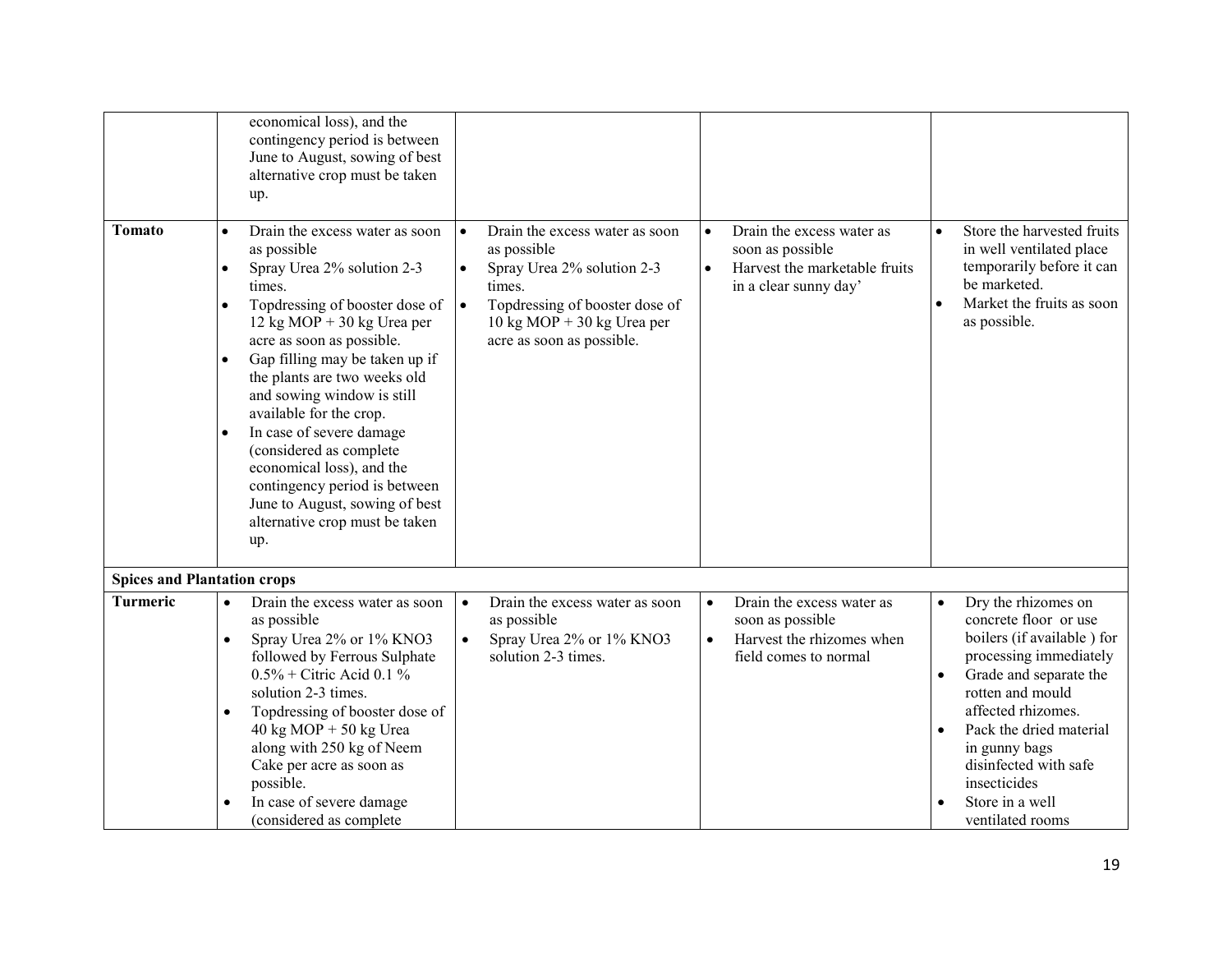| | | | | |
|---|---|---|---|---|
| | economical loss), and the contingency period is between June to August, sowing of best alternative crop must be taken up. | | | |
| **Tomato** | • Drain the excess water as soon as possible<br>• Spray Urea 2% solution 2-3 times.<br>• Topdressing of booster dose of 12 kg MOP + 30 kg Urea per acre as soon as possible.<br>• Gap filling may be taken up if the plants are two weeks old and sowing window is still available for the crop.<br>• In case of severe damage (considered as complete economical loss), and the contingency period is between June to August, sowing of best alternative crop must be taken up. | • Drain the excess water as soon as possible<br>• Spray Urea 2% solution 2-3 times.<br>• Topdressing of booster dose of 10 kg MOP + 30 kg Urea per acre as soon as possible. | • Drain the excess water as soon as possible<br>• Harvest the marketable fruits in a clear sunny day' | • Store the harvested fruits in well ventilated place temporarily before it can be marketed.<br>• Market the fruits as soon as possible. |
| **Spices and Plantation crops** | | | | |
| **Turmeric** | • Drain the excess water as soon as possible<br>• Spray Urea 2% or 1% KNO3 followed by Ferrous Sulphate 0.5% + Citric Acid 0.1 % solution 2-3 times.<br>• Topdressing of booster dose of 40 kg MOP + 50 kg Urea along with 250 kg of Neem Cake per acre as soon as possible.<br>• In case of severe damage (considered as complete | • Drain the excess water as soon as possible<br>• Spray Urea 2% or 1% KNO3 solution 2-3 times. | • Drain the excess water as soon as possible<br>• Harvest the rhizomes when field comes to normal | • Dry the rhizomes on concrete floor or use boilers (if available ) for processing immediately<br>• Grade and separate the rotten and mould affected rhizomes.<br>• Pack the dried material in gunny bags disinfected with safe insecticides<br>• Store in a well ventilated rooms |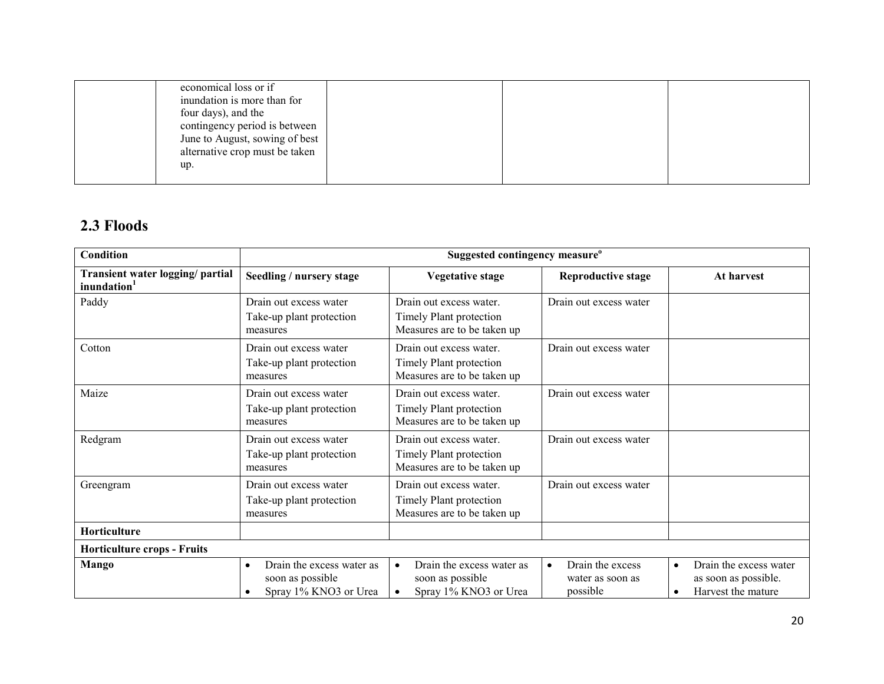| | economical loss or if inundation is more than for four days), and the contingency period is between June to August, sowing of best alternative crop must be taken up. | | | |
|---|---|---|---|---|

## 2.3 Floods

| Condition | Suggested contingency measure[o] | | | |
|---|---|---|---|---|
| **Transient water logging/ partial inundation[1]** | **Seedling / nursery stage** | **Vegetative stage** | **Reproductive stage** | **At harvest** |
| Paddy | Drain out excess water<br>Take-up plant protection measures | Drain out excess water.<br>Timely Plant protection Measures are to be taken up | Drain out excess water | |
| Cotton | Drain out excess water<br>Take-up plant protection measures | Drain out excess water.<br>Timely Plant protection Measures are to be taken up | Drain out excess water | |
| Maize | Drain out excess water<br>Take-up plant protection measures | Drain out excess water.<br>Timely Plant protection Measures are to be taken up | Drain out excess water | |
| Redgram | Drain out excess water<br>Take-up plant protection measures | Drain out excess water.<br>Timely Plant protection Measures are to be taken up | Drain out excess water | |
| Greengram | Drain out excess water<br>Take-up plant protection measures | Drain out excess water.<br>Timely Plant protection Measures are to be taken up | Drain out excess water | |
| **Horticulture** | | | | |
| **Horticulture crops - Fruits** | | | | |
| **Mango** | • Drain the excess water as soon as possible<br>• Spray 1% KNO3 or Urea | • Drain the excess water as soon as possible<br>• Spray 1% KNO3 or Urea | • Drain the excess water as soon as possible | • Drain the excess water as soon as possible.<br>• Harvest the mature |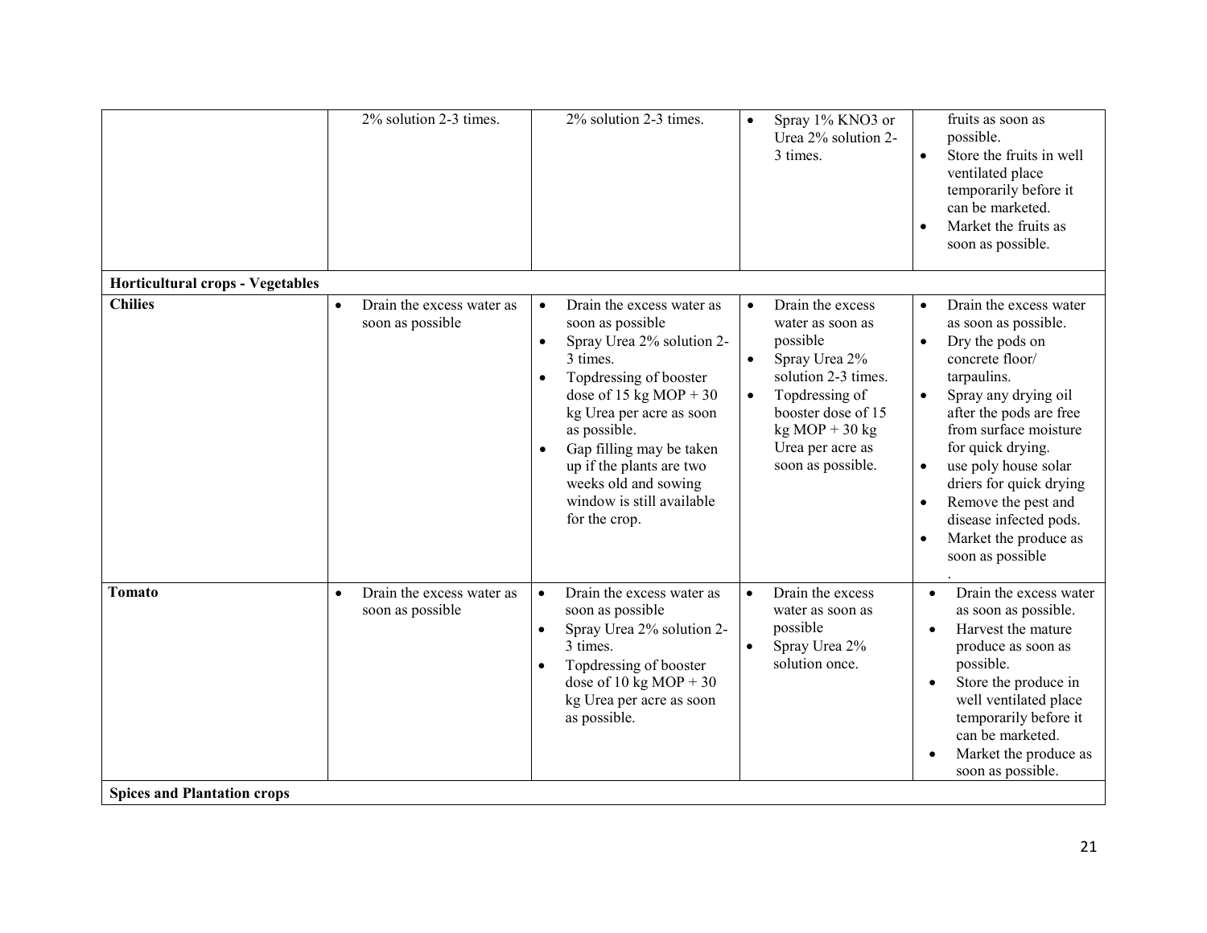| | | | | |
|---|---|---|---|---|
| | 2% solution 2-3 times. | 2% solution 2-3 times. | • Spray 1% KNO3 or Urea 2% solution 2-3 times. | fruits as soon as possible.<br>• Store the fruits in well ventilated place temporarily before it can be marketed.<br>• Market the fruits as soon as possible. |
| **Horticultural crops - Vegetables** | | | | |
| **Chilies** | • Drain the excess water as soon as possible | • Drain the excess water as soon as possible<br>• Spray Urea 2% solution 2-3 times.<br>• Topdressing of booster dose of 15 kg MOP + 30 kg Urea per acre as soon as possible.<br>• Gap filling may be taken up if the plants are two weeks old and sowing window is still available for the crop. | • Drain the excess water as soon as possible<br>• Spray Urea 2% solution 2-3 times.<br>• Topdressing of booster dose of 15 kg MOP + 30 kg Urea per acre as soon as possible. | • Drain the excess water as soon as possible.<br>• Dry the pods on concrete floor/ tarpaulins.<br>• Spray any drying oil after the pods are free from surface moisture for quick drying.<br>• use poly house solar driers for quick drying<br>• Remove the pest and disease infected pods.<br>• Market the produce as soon as possible<br>. |
| **Tomato** | • Drain the excess water as soon as possible | • Drain the excess water as soon as possible<br>• Spray Urea 2% solution 2-3 times.<br>• Topdressing of booster dose of 10 kg MOP + 30 kg Urea per acre as soon as possible. | • Drain the excess water as soon as possible<br>• Spray Urea 2% solution once. | • Drain the excess water as soon as possible.<br>• Harvest the mature produce as soon as possible.<br>• Store the produce in well ventilated place temporarily before it can be marketed.<br>• Market the produce as soon as possible. |
| **Spices and Plantation crops** | | | | |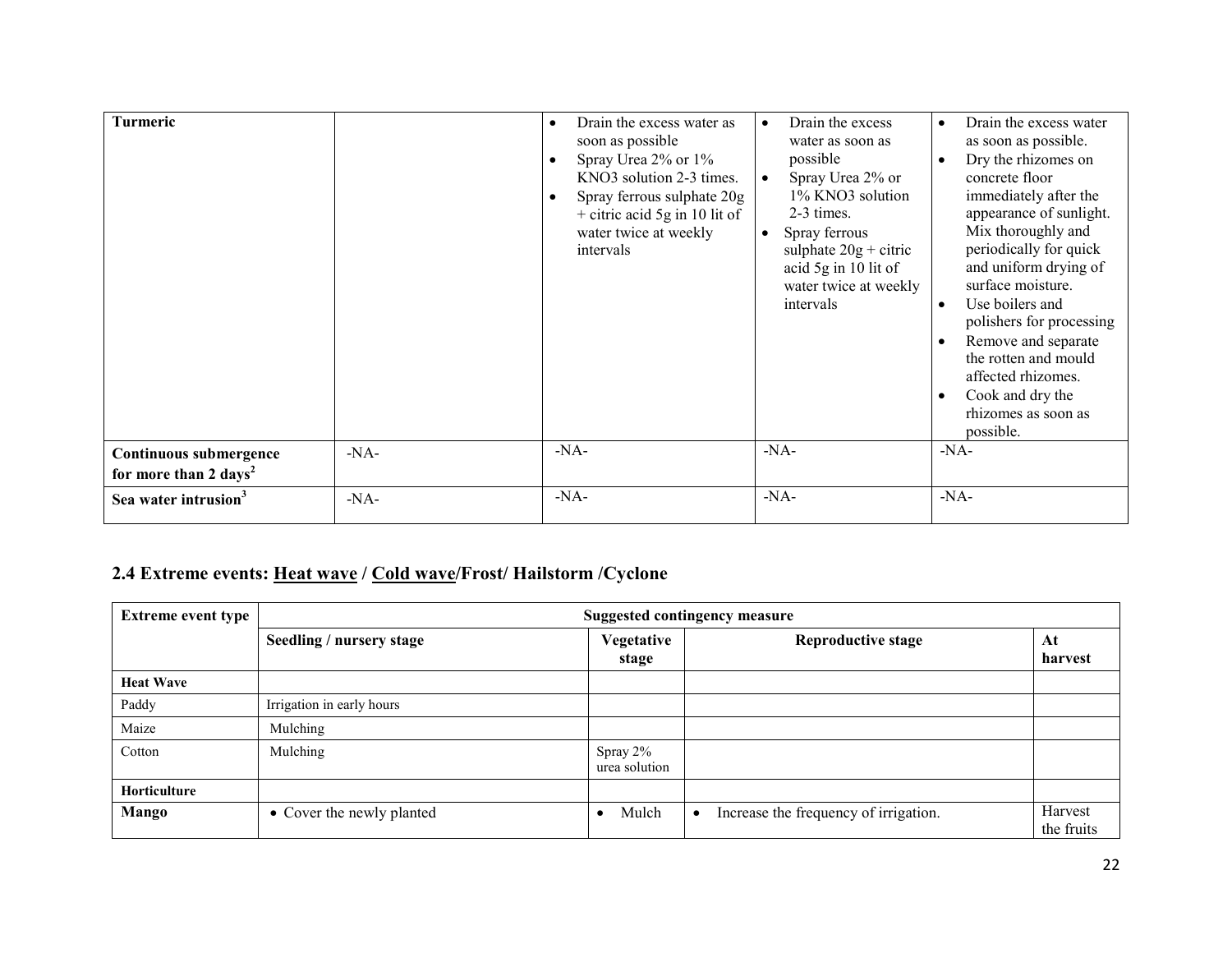| Turmeric | | • Drain the excess water as soon as possible<br>• Spray Urea 2% or 1% KNO3 solution 2-3 times.<br>• Spray ferrous sulphate 20g + citric acid 5g in 10 lit of water twice at weekly intervals | • Drain the excess water as soon as possible<br>• Spray Urea 2% or 1% KNO3 solution 2-3 times.<br>• Spray ferrous sulphate 20g + citric acid 5g in 10 lit of water twice at weekly intervals | • Drain the excess water as soon as possible.<br>• Dry the rhizomes on concrete floor immediately after the appearance of sunlight. Mix thoroughly and periodically for quick and uniform drying of surface moisture.<br>• Use boilers and polishers for processing<br>• Remove and separate the rotten and mould affected rhizomes.<br>• Cook and dry the rhizomes as soon as possible. |
|---|---|---|---|---|
| **Continuous submergence for more than 2 days[2]** | -NA- | -NA- | -NA- | -NA- |
| **Sea water intrusion[3]** | -NA- | -NA- | -NA- | -NA- |

## 2.4 Extreme events: Heat wave / Cold wave/Frost/ Hailstorm /Cyclone

| Extreme event type | Suggested contingency measure | | | |
|---|---|---|---|---|
| | **Seedling / nursery stage** | **Vegetative stage** | **Reproductive stage** | **At harvest** |
| **Heat Wave** | | | | |
| Paddy | Irrigation in early hours | | | |
| Maize | Mulching | | | |
| Cotton | Mulching | Spray 2% urea solution | | |
| **Horticulture** | | | | |
| **Mango** | • Cover the newly planted | • Mulch | • Increase the frequency of irrigation. | Harvest the fruits |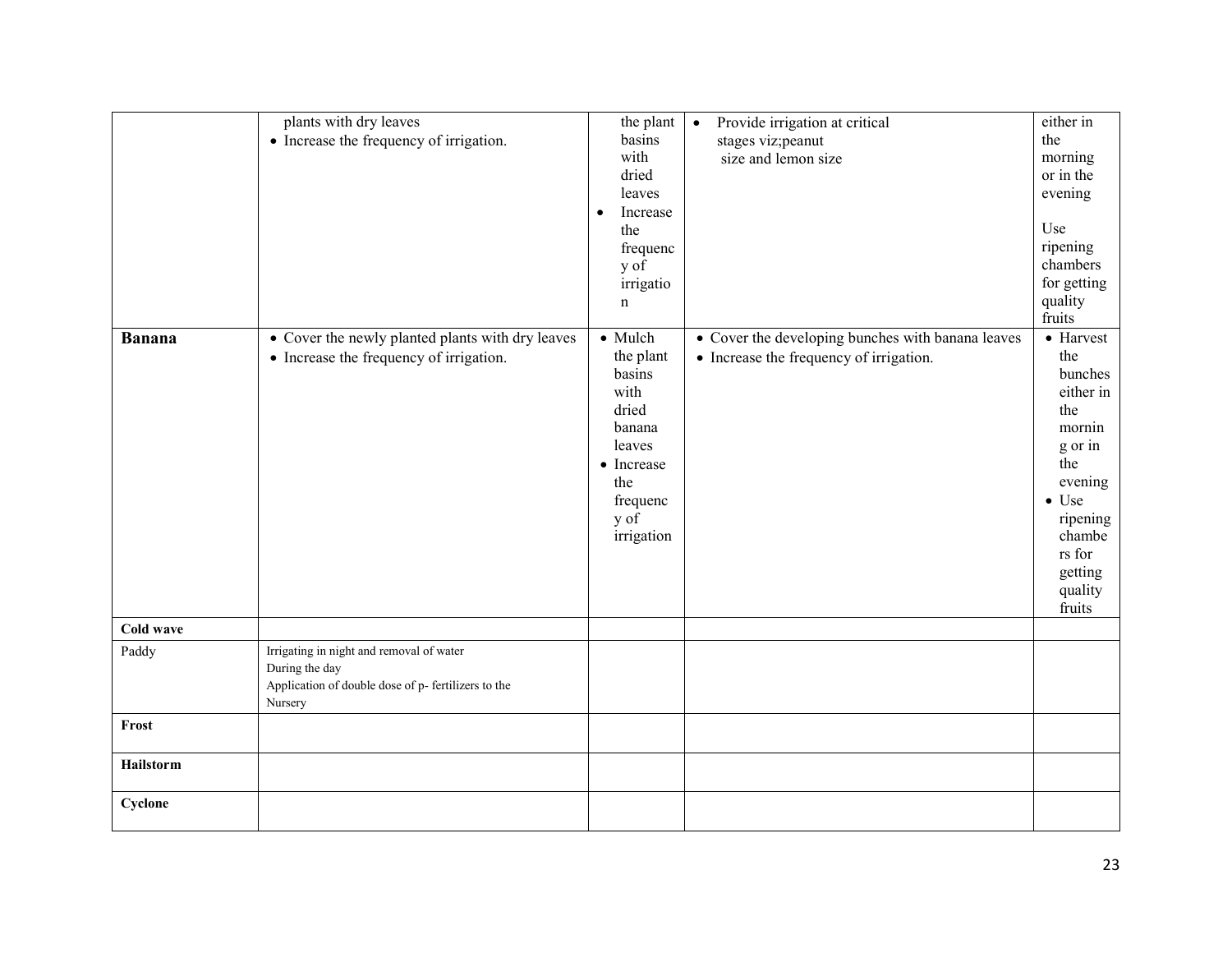|  |  |  |  |  |
|---|---|---|---|---|
|  | plants with dry leaves<br>• Increase the frequency of irrigation. | the plant basins with dried leaves<br>• Increase the frequency of irrigation | • Provide irrigation at critical stages viz;peanut size and lemon size | either in the morning or in the evening<br><br>Use ripening chambers for getting quality fruits |
| **Banana** | • Cover the newly planted plants with dry leaves<br>• Increase the frequency of irrigation. | • Mulch the plant basins with dried banana leaves<br>• Increase the frequency of irrigation | • Cover the developing bunches with banana leaves<br>• Increase the frequency of irrigation. | • Harvest the bunches either in the morning or in the evening<br>• Use ripening chambers for getting quality fruits |
| **Cold wave** |  |  |  |  |
| Paddy | Irrigating in night and removal of water During the day<br>Application of double dose of p- fertilizers to the Nursery |  |  |  |
| **Frost** |  |  |  |  |
| **Hailstorm** |  |  |  |  |
| **Cyclone** |  |  |  |  |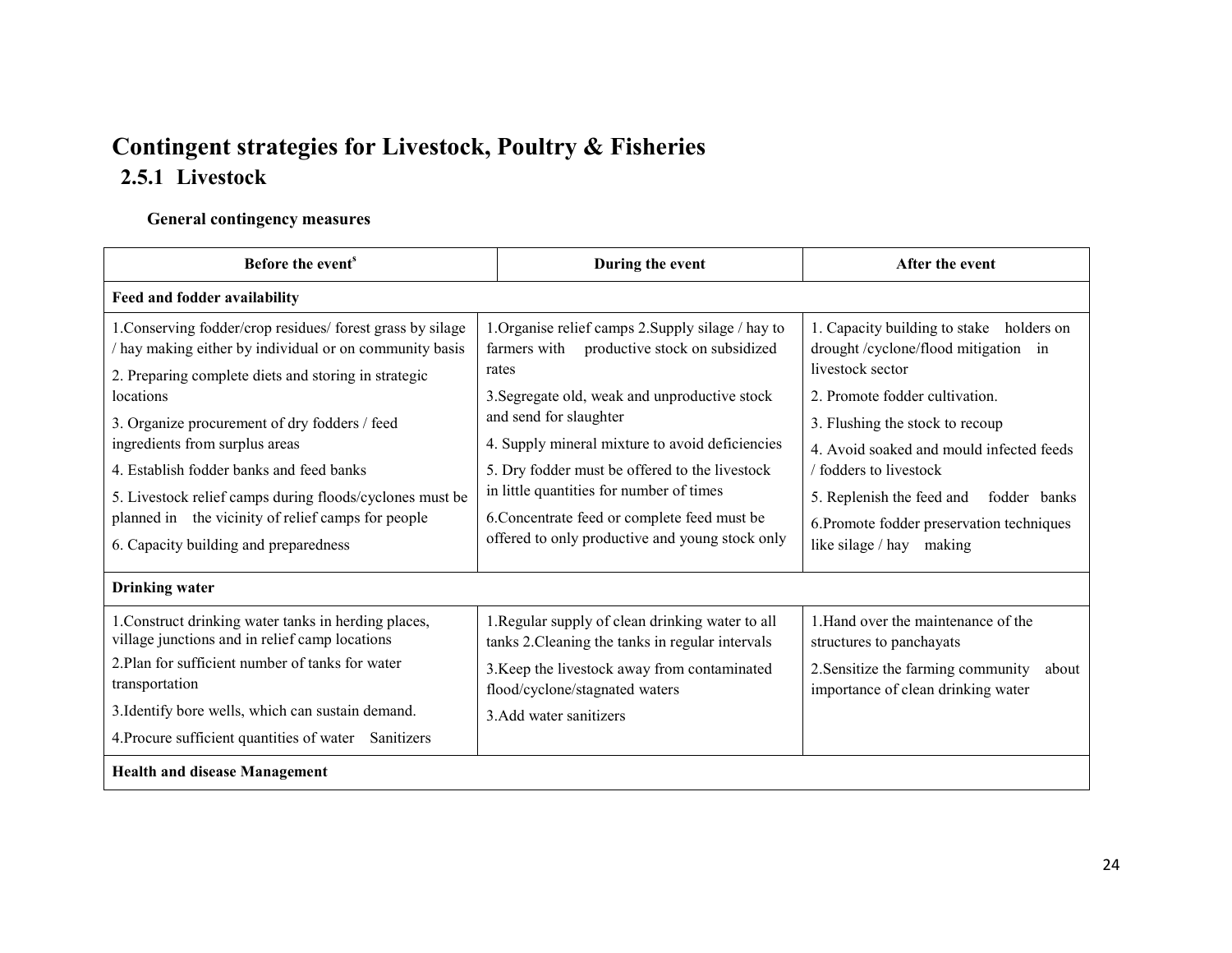# Contingent strategies for Livestock, Poultry & Fisheries

## 2.5.1 Livestock

### General contingency measures

| Before the event[s] | During the event | After the event |
|---|---|---|
| **Feed and fodder availability** | | |
| 1.Conserving fodder/crop residues/ forest grass by silage / hay making either by individual or on community basis<br>2. Preparing complete diets and storing in strategic locations<br>3. Organize procurement of dry fodders / feed ingredients from surplus areas<br>4. Establish fodder banks and feed banks<br>5. Livestock relief camps during floods/cyclones must be planned in the vicinity of relief camps for people<br>6. Capacity building and preparedness | 1.Organise relief camps 2.Supply silage / hay to farmers with productive stock on subsidized rates<br>3.Segregate old, weak and unproductive stock and send for slaughter<br>4. Supply mineral mixture to avoid deficiencies<br>5. Dry fodder must be offered to the livestock in little quantities for number of times<br>6.Concentrate feed or complete feed must be offered to only productive and young stock only | 1. Capacity building to stake holders on drought /cyclone/flood mitigation in livestock sector<br>2. Promote fodder cultivation.<br>3. Flushing the stock to recoup<br>4. Avoid soaked and mould infected feeds / fodders to livestock<br>5. Replenish the feed and fodder banks<br>6.Promote fodder preservation techniques like silage / hay making |
| **Drinking water** | | |
| 1.Construct drinking water tanks in herding places, village junctions and in relief camp locations<br>2.Plan for sufficient number of tanks for water transportation<br>3.Identify bore wells, which can sustain demand.<br>4.Procure sufficient quantities of water Sanitizers | 1.Regular supply of clean drinking water to all tanks 2.Cleaning the tanks in regular intervals<br>3.Keep the livestock away from contaminated flood/cyclone/stagnated waters<br>3.Add water sanitizers | 1.Hand over the maintenance of the structures to panchayats<br>2.Sensitize the farming community about importance of clean drinking water |
| **Health and disease Management** | | |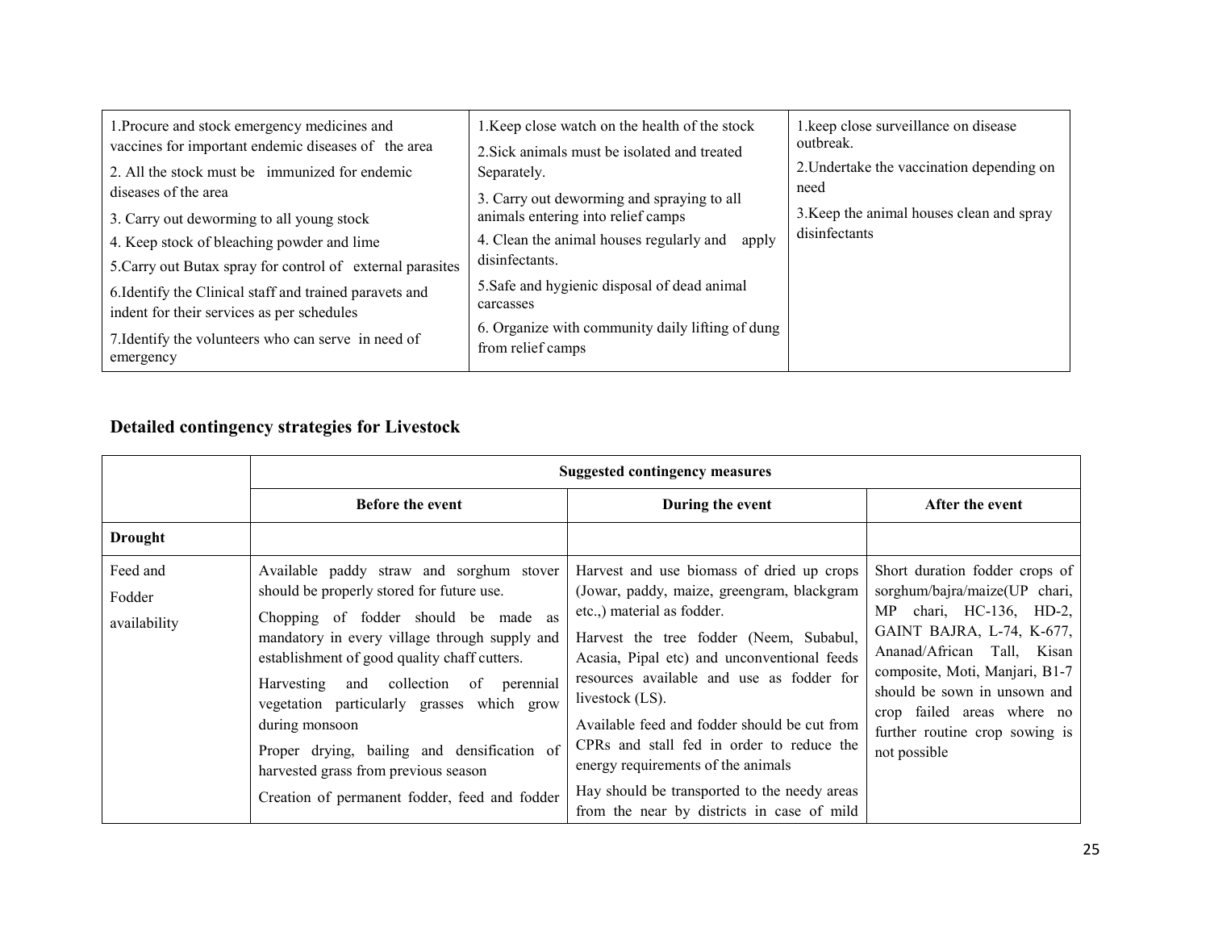| 1.Procure and stock emergency medicines and vaccines for important endemic diseases of the area<br>2. All the stock must be immunized for endemic diseases of the area<br>3. Carry out deworming to all young stock<br>4. Keep stock of bleaching powder and lime<br>5.Carry out Butax spray for control of external parasites<br>6.Identify the Clinical staff and trained paravets and indent for their services as per schedules<br>7.Identify the volunteers who can serve in need of emergency | 1.Keep close watch on the health of the stock<br>2.Sick animals must be isolated and treated Separately.<br>3. Carry out deworming and spraying to all animals entering into relief camps<br>4. Clean the animal houses regularly and apply disinfectants.<br>5.Safe and hygienic disposal of dead animal carcasses<br>6. Organize with community daily lifting of dung from relief camps | 1.keep close surveillance on disease outbreak.<br>2.Undertake the vaccination depending on need<br>3.Keep the animal houses clean and spray disinfectants |
|---|---|---|

## Detailed contingency strategies for Livestock

| | Suggested contingency measures | | |
|---|---|---|---|
| | **Before the event** | **During the event** | **After the event** |
| **Drought** | | | |
| Feed and Fodder availability | Available paddy straw and sorghum stover should be properly stored for future use.<br>Chopping of fodder should be made as mandatory in every village through supply and establishment of good quality chaff cutters.<br>Harvesting and collection of perennial vegetation particularly grasses which grow during monsoon<br>Proper drying, bailing and densification of harvested grass from previous season<br>Creation of permanent fodder, feed and fodder | Harvest and use biomass of dried up crops (Jowar, paddy, maize, greengram, blackgram etc.,) material as fodder.<br>Harvest the tree fodder (Neem, Subabul, Acasia, Pipal etc) and unconventional feeds resources available and use as fodder for livestock (LS).<br>Available feed and fodder should be cut from CPRs and stall fed in order to reduce the energy requirements of the animals<br>Hay should be transported to the needy areas from the near by districts in case of mild | Short duration fodder crops of sorghum/bajra/maize(UP chari, MP chari, HC-136, HD-2, GAINT BAJRA, L-74, K-677, Ananad/African Tall, Kisan composite, Moti, Manjari, B1-7 should be sown in unsown and crop failed areas where no further routine crop sowing is not possible |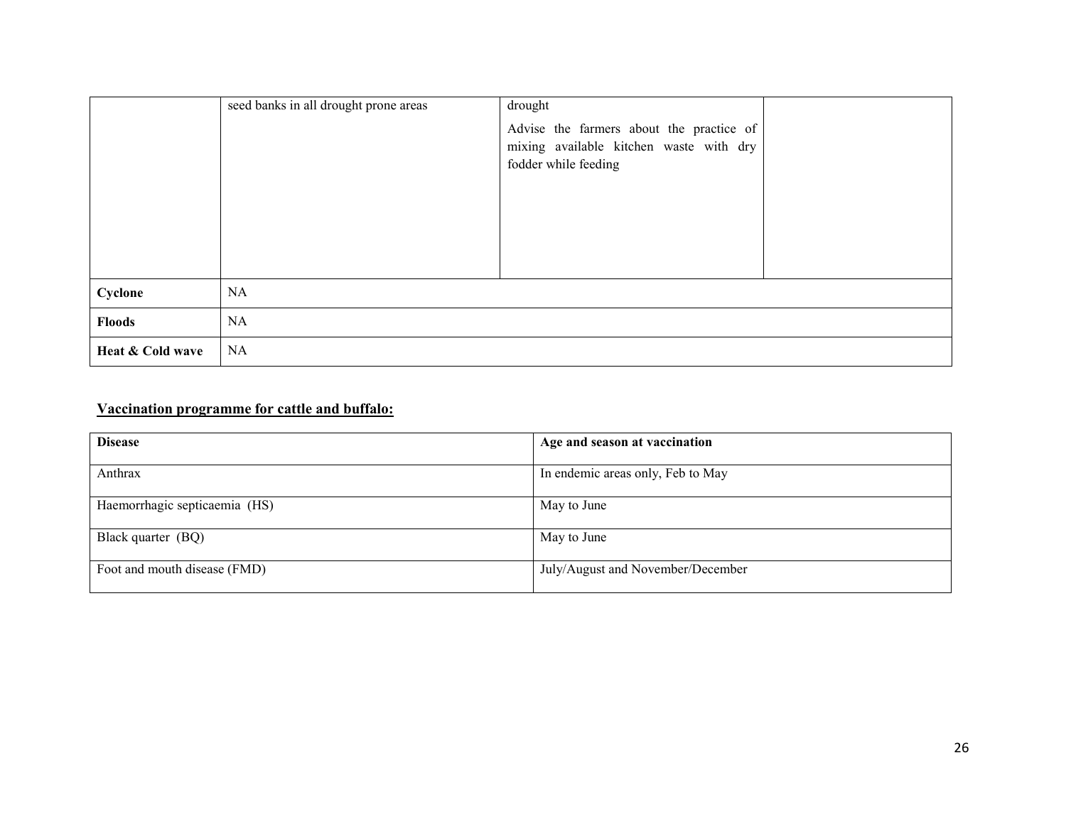|  | seed banks in all drought prone areas | drought<br><br>Advise the farmers about the practice of mixing available kitchen waste with dry fodder while feeding |  |
|---|---|---|---|
| **Cyclone** | NA | | |
| **Floods** | NA | | |
| **Heat & Cold wave** | NA | | |

## **Vaccination programme for cattle and buffalo:**

| **Disease** | **Age and season at vaccination** |
|---|---|
| Anthrax | In endemic areas only, Feb to May |
| Haemorrhagic septicaemia (HS) | May to June |
| Black quarter (BQ) | May to June |
| Foot and mouth disease (FMD) | July/August and November/December |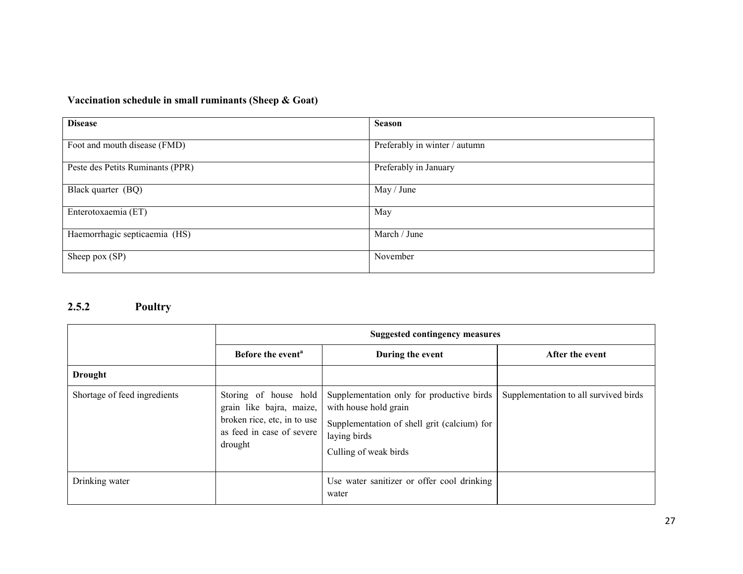**Vaccination schedule in small ruminants (Sheep & Goat)**

| Disease | Season |
|---|---|
| Foot and mouth disease (FMD) | Preferably in winter / autumn |
| Peste des Petits Ruminants (PPR) | Preferably in January |
| Black quarter (BQ) | May / June |
| Enterotoxaemia (ET) | May |
| Haemorrhagic septicaemia (HS) | March / June |
| Sheep pox (SP) | November |

## 2.5.2 Poultry

| | Suggested contingency measures | | |
|---|---|---|---|
| | Before the event[a] | During the event | After the event |
| **Drought** | | | |
| Shortage of feed ingredients | Storing of house hold grain like bajra, maize, broken rice, etc, in to use as feed in case of severe drought | Supplementation only for productive birds with house hold grain<br>Supplementation of shell grit (calcium) for laying birds<br>Culling of weak birds | Supplementation to all survived birds |
| Drinking water | | Use water sanitizer or offer cool drinking water | |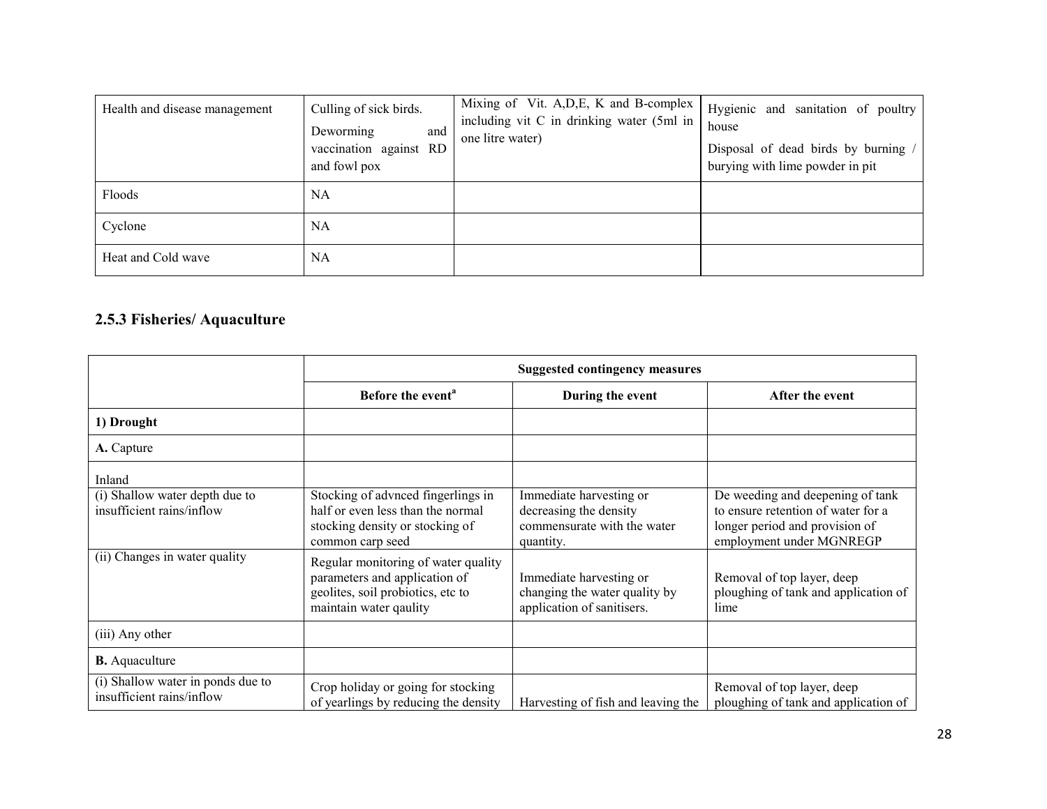| Health and disease management | Culling of sick birds. Deworming and vaccination against RD and fowl pox | Mixing of Vit. A,D,E, K and B-complex including vit C in drinking water (5ml in one litre water) | Hygienic and sanitation of poultry house Disposal of dead birds by burning / burying with lime powder in pit |
|---|---|---|---|
| Floods | NA | | |
| Cyclone | NA | | |
| Heat and Cold wave | NA | | |

### 2.5.3 Fisheries/ Aquaculture

| | Suggested contingency measures | | |
|---|---|---|---|
| | **Before the event**[a] | **During the event** | **After the event** |
| **1) Drought** | | | |
| **A.** Capture | | | |
| Inland | | | |
| (i) Shallow water depth due to insufficient rains/inflow | Stocking of advnced fingerlings in half or even less than the normal stocking density or stocking of common carp seed | Immediate harvesting or decreasing the density commensurate with the water quantity. | De weeding and deepening of tank to ensure retention of water for a longer period and provision of employment under MGNREGP |
| (ii) Changes in water quality | Regular monitoring of water quality parameters and application of geolites, soil probiotics, etc to maintain water qaulity | Immediate harvesting or changing the water quality by application of sanitisers. | Removal of top layer, deep ploughing of tank and application of lime |
| (iii) Any other | | | |
| **B.** Aquaculture | | | |
| (i) Shallow water in ponds due to insufficient rains/inflow | Crop holiday or going for stocking of yearlings by reducing the density | Harvesting of fish and leaving the | Removal of top layer, deep ploughing of tank and application of |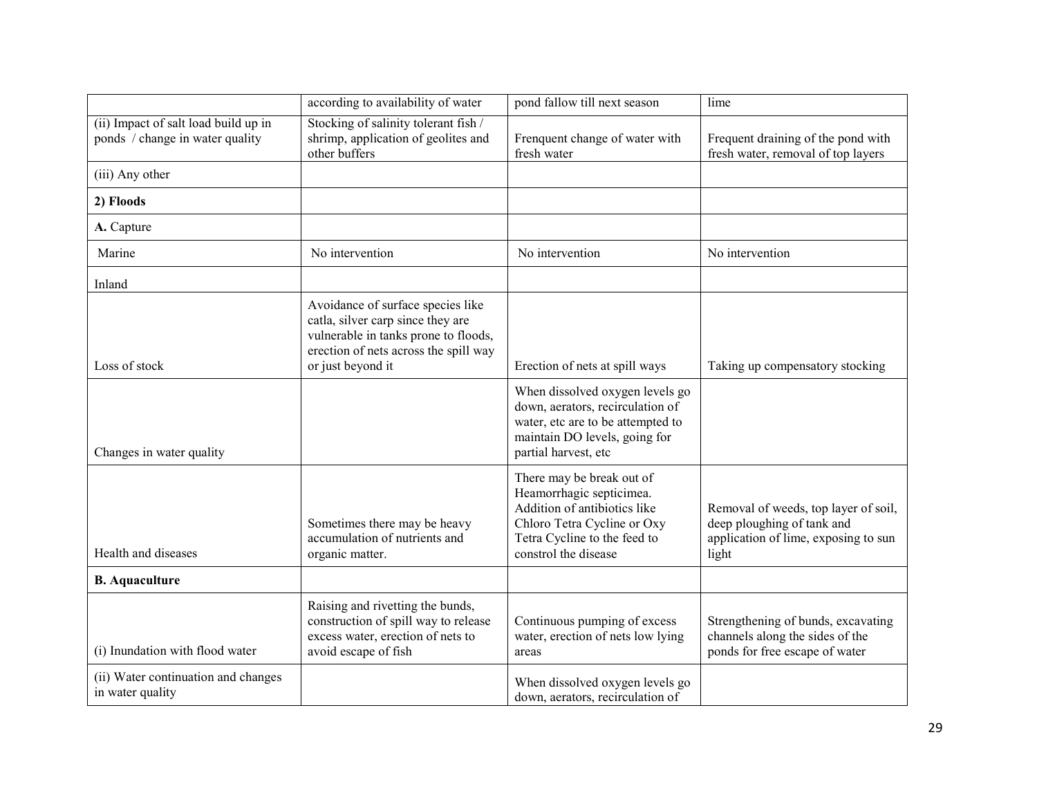|  |  |  |  |
|---|---|---|---|
|  | according to availability of water | pond fallow till next season | lime |
| (ii) Impact of salt load build up in ponds / change in water quality | Stocking of salinity tolerant fish / shrimp, application of geolites and other buffers | Frenquent change of water with fresh water | Frequent draining of the pond with fresh water, removal of top layers |
| (iii) Any other |  |  |  |
| **2) Floods** |  |  |  |
| **A.** Capture |  |  |  |
| Marine | No intervention | No intervention | No intervention |
| Inland |  |  |  |
| Loss of stock | Avoidance of surface species like catla, silver carp since they are vulnerable in tanks prone to floods, erection of nets across the spill way or just beyond it | Erection of nets at spill ways | Taking up compensatory stocking |
| Changes in water quality |  | When dissolved oxygen levels go down, aerators, recirculation of water, etc are to be attempted to maintain DO levels, going for partial harvest, etc |  |
| Health and diseases | Sometimes there may be heavy accumulation of nutrients and organic matter. | There may be break out of Heamorrhagic septicimea. Addition of antibiotics like Chloro Tetra Cycline or Oxy Tetra Cycline to the feed to constrol the disease | Removal of weeds, top layer of soil, deep ploughing of tank and application of lime, exposing to sun light |
| **B. Aquaculture** |  |  |  |
| (i) Inundation with flood water | Raising and rivetting the bunds, construction of spill way to release excess water, erection of nets to avoid escape of fish | Continuous pumping of excess water, erection of nets low lying areas | Strengthening of bunds, excavating channels along the sides of the ponds for free escape of water |
| (ii) Water continuation and changes in water quality |  | When dissolved oxygen levels go down, aerators, recirculation of |  |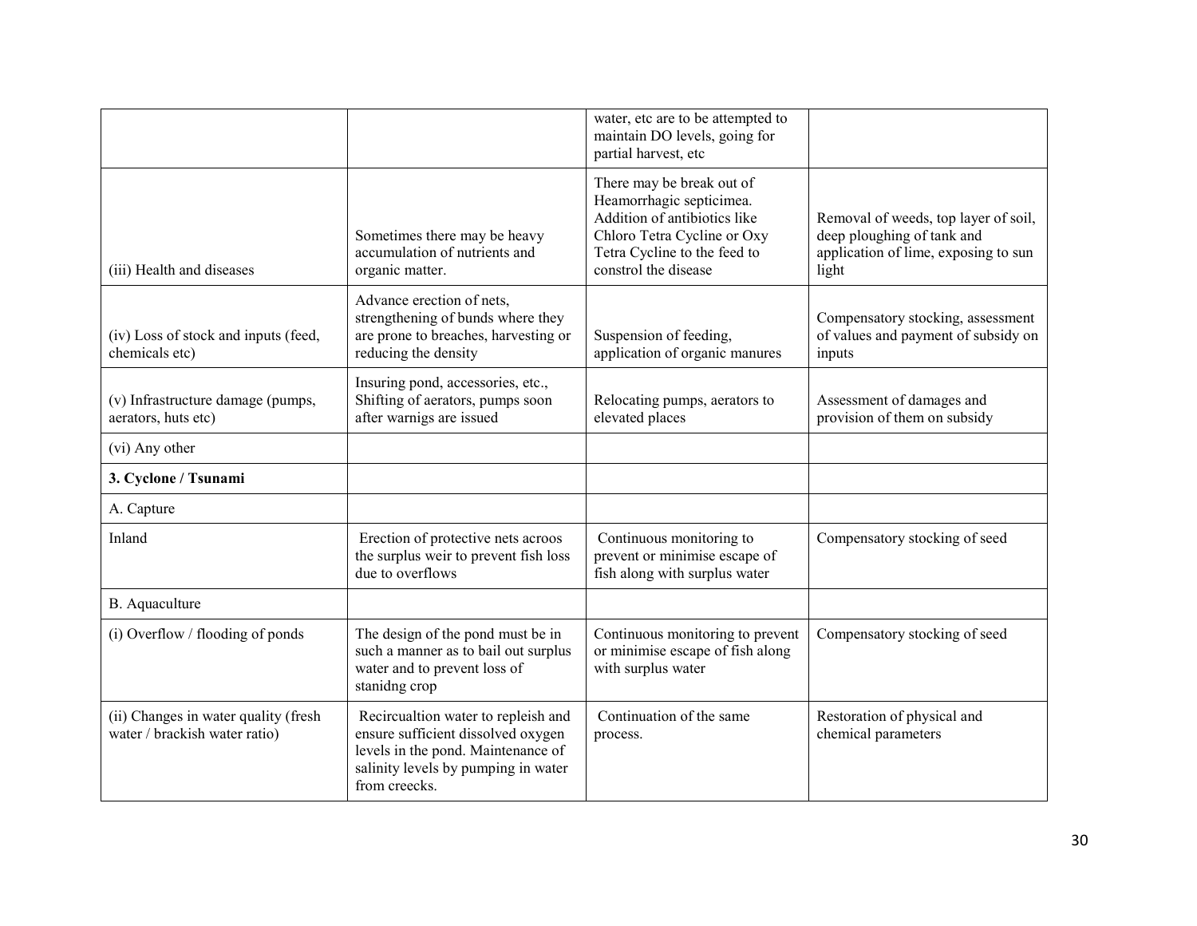| | | | |
|---|---|---|---|
| | | water, etc are to be attempted to maintain DO levels, going for partial harvest, etc | |
| (iii) Health and diseases | Sometimes there may be heavy accumulation of nutrients and organic matter. | There may be break out of Heamorrhagic septicimea. Addition of antibiotics like Chloro Tetra Cycline or Oxy Tetra Cycline to the feed to constrol the disease | Removal of weeds, top layer of soil, deep ploughing of tank and application of lime, exposing to sun light |
| (iv) Loss of stock and inputs (feed, chemicals etc) | Advance erection of nets, strengthening of bunds where they are prone to breaches, harvesting or reducing the density | Suspension of feeding, application of organic manures | Compensatory stocking, assessment of values and payment of subsidy on inputs |
| (v) Infrastructure damage (pumps, aerators, huts etc) | Insuring pond, accessories, etc., Shifting of aerators, pumps soon after warnigs are issued | Relocating pumps, aerators to elevated places | Assessment of damages and provision of them on subsidy |
| (vi) Any other | | | |
| **3. Cyclone / Tsunami** | | | |
| A. Capture | | | |
| Inland | Erection of protective nets acroos the surplus weir to prevent fish loss due to overflows | Continuous monitoring to prevent or minimise escape of fish along with surplus water | Compensatory stocking of seed |
| B. Aquaculture | | | |
| (i) Overflow / flooding of ponds | The design of the pond must be in such a manner as to bail out surplus water and to prevent loss of stanidng crop | Continuous monitoring to prevent or minimise escape of fish along with surplus water | Compensatory stocking of seed |
| (ii) Changes in water quality (fresh water / brackish water ratio) | Recircualtion water to repleish and ensure sufficient dissolved oxygen levels in the pond. Maintenance of salinity levels by pumping in water from creecks. | Continuation of the same process. | Restoration of physical and chemical parameters |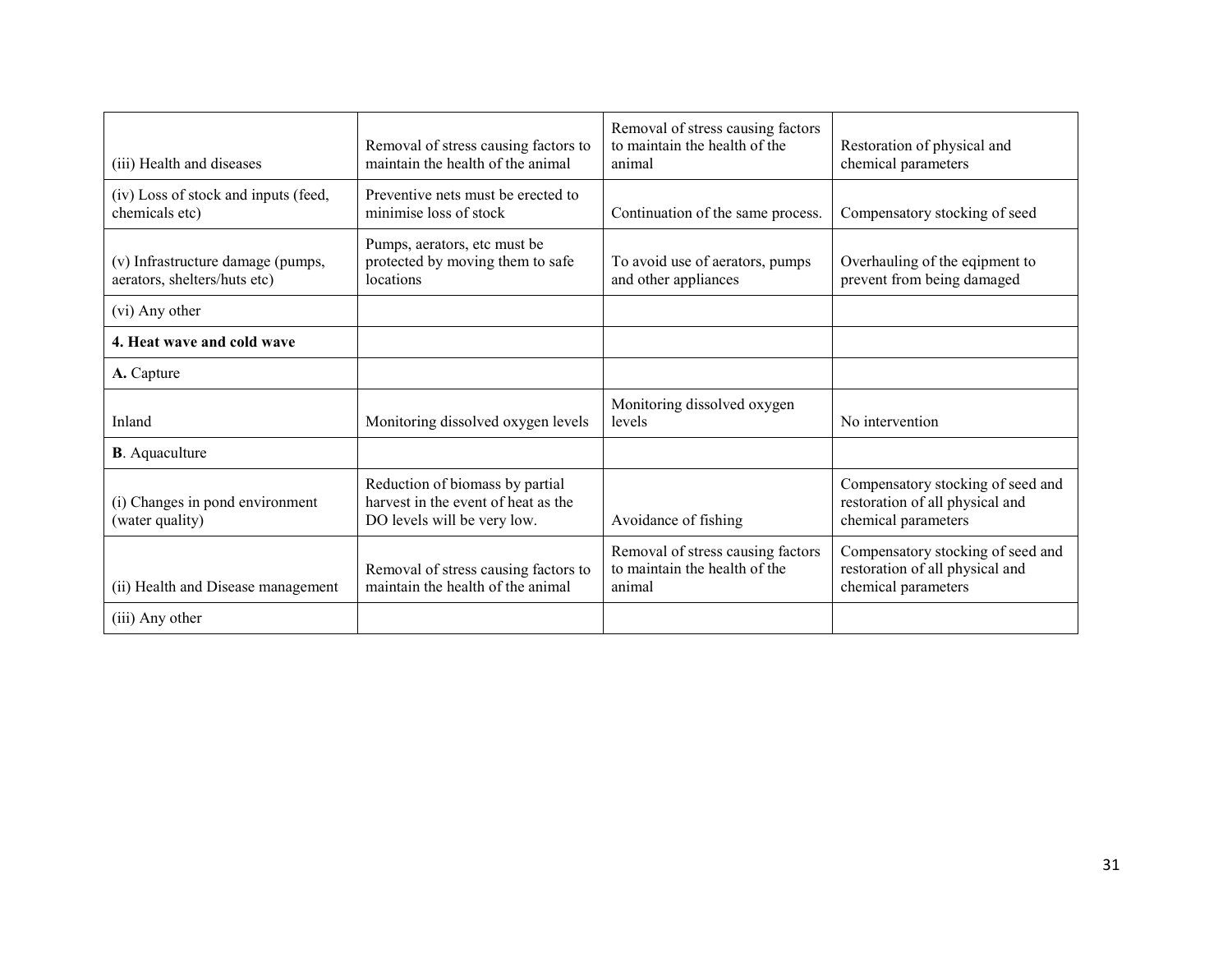| | | | |
|---|---|---|---|
| (iii) Health and diseases | Removal of stress causing factors to maintain the health of the animal | Removal of stress causing factors to maintain the health of the animal | Restoration of physical and chemical parameters |
| (iv) Loss of stock and inputs (feed, chemicals etc) | Preventive nets must be erected to minimise loss of stock | Continuation of the same process. | Compensatory stocking of seed |
| (v) Infrastructure damage (pumps, aerators, shelters/huts etc) | Pumps, aerators, etc must be protected by moving them to safe locations | To avoid use of aerators, pumps and other appliances | Overhauling of the eqipment to prevent from being damaged |
| (vi) Any other | | | |
| **4. Heat wave and cold wave** | | | |
| **A.** Capture | | | |
| Inland | Monitoring dissolved oxygen levels | Monitoring dissolved oxygen levels | No intervention |
| **B**. Aquaculture | | | |
| (i) Changes in pond environment (water quality) | Reduction of biomass by partial harvest in the event of heat as the DO levels will be very low. | Avoidance of fishing | Compensatory stocking of seed and restoration of all physical and chemical parameters |
| (ii) Health and Disease management | Removal of stress causing factors to maintain the health of the animal | Removal of stress causing factors to maintain the health of the animal | Compensatory stocking of seed and restoration of all physical and chemical parameters |
| (iii) Any other | | | |